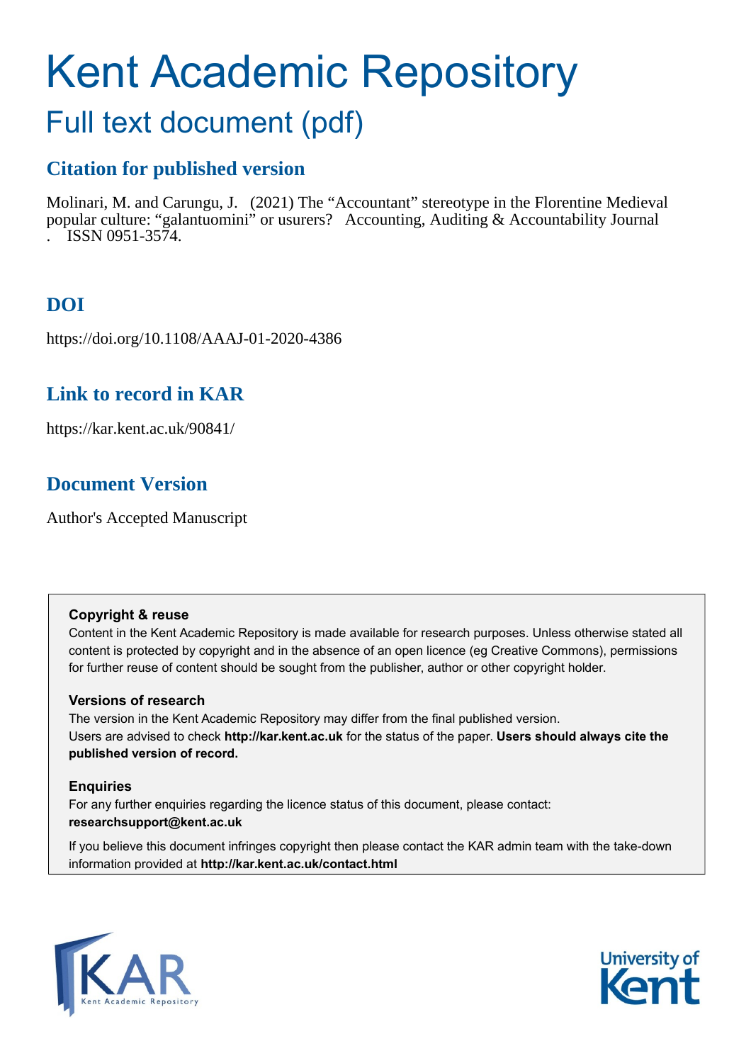# Kent Academic Repository

## Full text document (pdf)

### Citation for published version

Molinari, M. and Carungu, J. (2021) The "Accountant" stereotype in the Florentine Medieval popular culture: "galantuomini" or usurers? Accounting, Auditing & Accountability Journal . ISSN 0951-3574.

### DOI

https://doi.org/10.1108/AAAJ-01-2020-4386

### Link to record in KAR

https://kar.kent.ac.uk/90841/

### Document Version

Author's Accepted Manuscript

**Copyright & reuse**

Content in the Kent Academic Repository is made available for research purposes. Unless otherwise stated all content is protected by copyright and in the absence of an open licence (eg Creative Commons), permissions for further reuse of content should be sought from the publisher, author or other copyright holder.

**Versions of research**

The version in the Kent Academic Repository may differ from the final published version. Users are advised to check **http://kar.kent.ac.uk** for the status of the paper. **Users should always cite the published version of record.**

**Enquiries**

For any further enquiries regarding the licence status of this document, please contact: **researchsupport@kent.ac.uk**

If you believe this document infringes copyright then please contact the KAR admin team with the take-down information provided at **http://kar.kent.ac.uk/contact.html**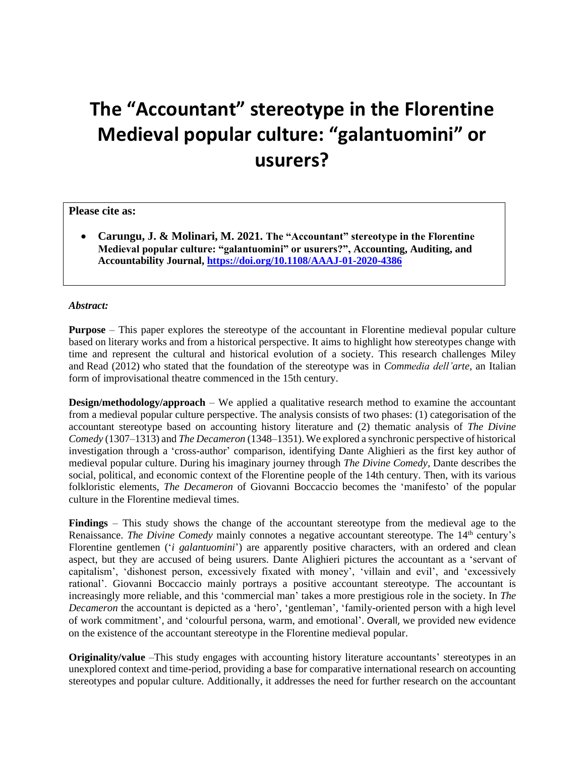# The "Accountant" stereotype in the Florentine Medieval popular culture: "galantuomini" or usurers?

**Please cite as:**

- **Carungu, J. & Molinari, M. 2021. The "Accountant" stereotype in the Florentine Medieval popular culture: "galantuomini" or usurers?", Accounting, Auditing, and Accountability Journal, [https://doi.org/10.1108/AAAJ-01-2020-4386](https://doi.org/10.1108/AAAJ-01-2020-4386)**

***Abstract:***

**Purpose** – This paper explores the stereotype of the accountant in Florentine medieval popular culture based on literary works and from a historical perspective. It aims to highlight how stereotypes change with time and represent the cultural and historical evolution of a society. This research challenges Miley and Read (2012) who stated that the foundation of the stereotype was in *Commedia dell'arte*, an Italian form of improvisational theatre commenced in the 15th century.

**Design/methodology/approach** – We applied a qualitative research method to examine the accountant from a medieval popular culture perspective. The analysis consists of two phases: (1) categorisation of the accountant stereotype based on accounting history literature and (2) thematic analysis of *The Divine Comedy* (1307–1313) and *The Decameron* (1348–1351). We explored a synchronic perspective of historical investigation through a 'cross-author' comparison, identifying Dante Alighieri as the first key author of medieval popular culture. During his imaginary journey through *The Divine Comedy*, Dante describes the social, political, and economic context of the Florentine people of the 14th century. Then, with its various folkloristic elements, *The Decameron* of Giovanni Boccaccio becomes the 'manifesto' of the popular culture in the Florentine medieval times.

**Findings** – This study shows the change of the accountant stereotype from the medieval age to the Renaissance. *The Divine Comedy* mainly connotes a negative accountant stereotype. The 14th century's Florentine gentlemen ('*i galantuomini*') are apparently positive characters, with an ordered and clean aspect, but they are accused of being usurers. Dante Alighieri pictures the accountant as a 'servant of capitalism', 'dishonest person, excessively fixated with money', 'villain and evil', and 'excessively rational'. Giovanni Boccaccio mainly portrays a positive accountant stereotype. The accountant is increasingly more reliable, and this 'commercial man' takes a more prestigious role in the society. In *The Decameron* the accountant is depicted as a 'hero', 'gentleman', 'family-oriented person with a high level of work commitment', and 'colourful persona, warm, and emotional'. Overall, we provided new evidence on the existence of the accountant stereotype in the Florentine medieval popular.

**Originality/value** –This study engages with accounting history literature accountants' stereotypes in an unexplored context and time-period, providing a base for comparative international research on accounting stereotypes and popular culture. Additionally, it addresses the need for further research on the accountant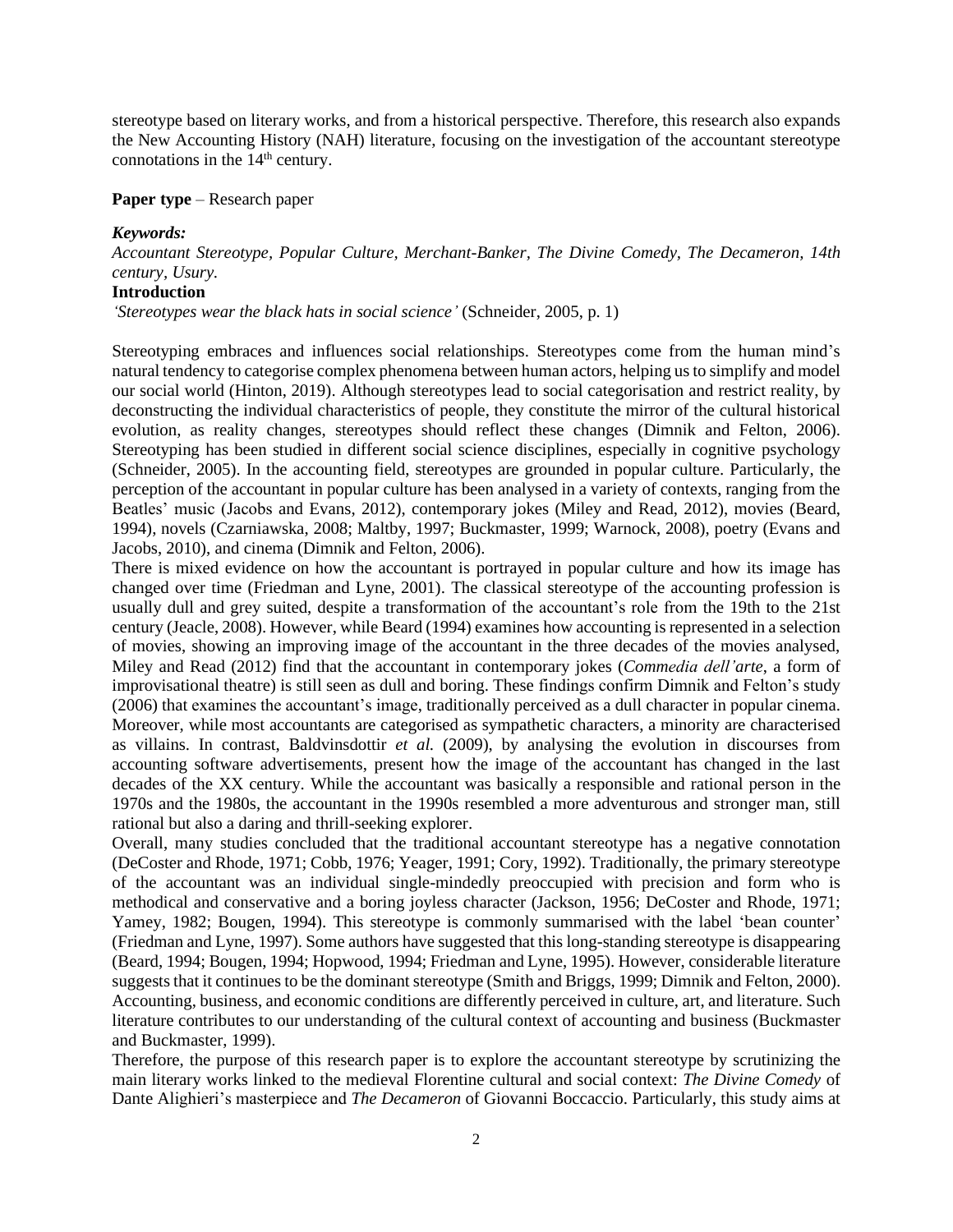stereotype based on literary works, and from a historical perspective. Therefore, this research also expands the New Accounting History (NAH) literature, focusing on the investigation of the accountant stereotype connotations in the 14th century.

**Paper type** – Research paper

***Keywords:***
*Accountant Stereotype, Popular Culture, Merchant-Banker, The Divine Comedy, The Decameron, 14th century, Usury.*

## Introduction

*'Stereotypes wear the black hats in social science'* (Schneider, 2005, p. 1)

Stereotyping embraces and influences social relationships. Stereotypes come from the human mind's natural tendency to categorise complex phenomena between human actors, helping us to simplify and model our social world (Hinton, 2019). Although stereotypes lead to social categorisation and restrict reality, by deconstructing the individual characteristics of people, they constitute the mirror of the cultural historical evolution, as reality changes, stereotypes should reflect these changes (Dimnik and Felton, 2006). Stereotyping has been studied in different social science disciplines, especially in cognitive psychology (Schneider, 2005). In the accounting field, stereotypes are grounded in popular culture. Particularly, the perception of the accountant in popular culture has been analysed in a variety of contexts, ranging from the Beatles' music (Jacobs and Evans, 2012), contemporary jokes (Miley and Read, 2012), movies (Beard, 1994), novels (Czarniawska, 2008; Maltby, 1997; Buckmaster, 1999; Warnock, 2008), poetry (Evans and Jacobs, 2010), and cinema (Dimnik and Felton, 2006).

There is mixed evidence on how the accountant is portrayed in popular culture and how its image has changed over time (Friedman and Lyne, 2001). The classical stereotype of the accounting profession is usually dull and grey suited, despite a transformation of the accountant's role from the 19th to the 21st century (Jeacle, 2008). However, while Beard (1994) examines how accounting is represented in a selection of movies, showing an improving image of the accountant in the three decades of the movies analysed, Miley and Read (2012) find that the accountant in contemporary jokes (*Commedia dell'arte*, a form of improvisational theatre) is still seen as dull and boring. These findings confirm Dimnik and Felton's study (2006) that examines the accountant's image, traditionally perceived as a dull character in popular cinema. Moreover, while most accountants are categorised as sympathetic characters, a minority are characterised as villains. In contrast, Baldvinsdottir *et al.* (2009), by analysing the evolution in discourses from accounting software advertisements, present how the image of the accountant has changed in the last decades of the XX century. While the accountant was basically a responsible and rational person in the 1970s and the 1980s, the accountant in the 1990s resembled a more adventurous and stronger man, still rational but also a daring and thrill-seeking explorer.

Overall, many studies concluded that the traditional accountant stereotype has a negative connotation (DeCoster and Rhode, 1971; Cobb, 1976; Yeager, 1991; Cory, 1992). Traditionally, the primary stereotype of the accountant was an individual single-mindedly preoccupied with precision and form who is methodical and conservative and a boring joyless character (Jackson, 1956; DeCoster and Rhode, 1971; Yamey, 1982; Bougen, 1994). This stereotype is commonly summarised with the label 'bean counter' (Friedman and Lyne, 1997). Some authors have suggested that this long-standing stereotype is disappearing (Beard, 1994; Bougen, 1994; Hopwood, 1994; Friedman and Lyne, 1995). However, considerable literature suggests that it continues to be the dominant stereotype (Smith and Briggs, 1999; Dimnik and Felton, 2000). Accounting, business, and economic conditions are differently perceived in culture, art, and literature. Such literature contributes to our understanding of the cultural context of accounting and business (Buckmaster and Buckmaster, 1999).

Therefore, the purpose of this research paper is to explore the accountant stereotype by scrutinizing the main literary works linked to the medieval Florentine cultural and social context: *The Divine Comedy* of Dante Alighieri's masterpiece and *The Decameron* of Giovanni Boccaccio. Particularly, this study aims at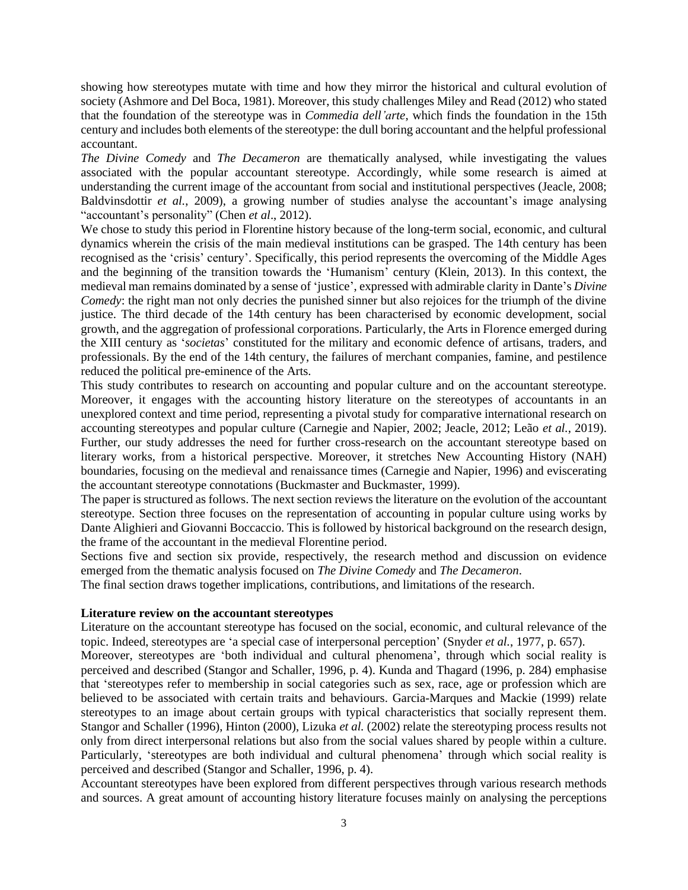showing how stereotypes mutate with time and how they mirror the historical and cultural evolution of society (Ashmore and Del Boca, 1981). Moreover, this study challenges Miley and Read (2012) who stated that the foundation of the stereotype was in *Commedia dell'arte*, which finds the foundation in the 15th century and includes both elements of the stereotype: the dull boring accountant and the helpful professional accountant.

*The Divine Comedy* and *The Decameron* are thematically analysed, while investigating the values associated with the popular accountant stereotype. Accordingly, while some research is aimed at understanding the current image of the accountant from social and institutional perspectives (Jeacle, 2008; Baldvinsdottir *et al.*, 2009), a growing number of studies analyse the accountant's image analysing "accountant's personality" (Chen *et al*., 2012).

We chose to study this period in Florentine history because of the long-term social, economic, and cultural dynamics wherein the crisis of the main medieval institutions can be grasped. The 14th century has been recognised as the 'crisis' century'. Specifically, this period represents the overcoming of the Middle Ages and the beginning of the transition towards the 'Humanism' century (Klein, 2013). In this context, the medieval man remains dominated by a sense of 'justice', expressed with admirable clarity in Dante's *Divine Comedy*: the right man not only decries the punished sinner but also rejoices for the triumph of the divine justice. The third decade of the 14th century has been characterised by economic development, social growth, and the aggregation of professional corporations. Particularly, the Arts in Florence emerged during the XIII century as '*societas*' constituted for the military and economic defence of artisans, traders, and professionals. By the end of the 14th century, the failures of merchant companies, famine, and pestilence reduced the political pre-eminence of the Arts.

This study contributes to research on accounting and popular culture and on the accountant stereotype. Moreover, it engages with the accounting history literature on the stereotypes of accountants in an unexplored context and time period, representing a pivotal study for comparative international research on accounting stereotypes and popular culture (Carnegie and Napier, 2002; Jeacle, 2012; Leão *et al.*, 2019). Further, our study addresses the need for further cross-research on the accountant stereotype based on literary works, from a historical perspective. Moreover, it stretches New Accounting History (NAH) boundaries, focusing on the medieval and renaissance times (Carnegie and Napier, 1996) and eviscerating the accountant stereotype connotations (Buckmaster and Buckmaster, 1999).

The paper is structured as follows. The next section reviews the literature on the evolution of the accountant stereotype. Section three focuses on the representation of accounting in popular culture using works by Dante Alighieri and Giovanni Boccaccio. This is followed by historical background on the research design, the frame of the accountant in the medieval Florentine period.

Sections five and section six provide, respectively, the research method and discussion on evidence emerged from the thematic analysis focused on *The Divine Comedy* and *The Decameron*.

The final section draws together implications, contributions, and limitations of the research.

## Literature review on the accountant stereotypes

Literature on the accountant stereotype has focused on the social, economic, and cultural relevance of the topic. Indeed, stereotypes are 'a special case of interpersonal perception' (Snyder *et al.*, 1977, p. 657).

Moreover, stereotypes are 'both individual and cultural phenomena', through which social reality is perceived and described (Stangor and Schaller, 1996, p. 4). Kunda and Thagard (1996, p. 284) emphasise that 'stereotypes refer to membership in social categories such as sex, race, age or profession which are believed to be associated with certain traits and behaviours. Garcia-Marques and Mackie (1999) relate stereotypes to an image about certain groups with typical characteristics that socially represent them. Stangor and Schaller (1996), Hinton (2000), Lizuka *et al.* (2002) relate the stereotyping process results not only from direct interpersonal relations but also from the social values shared by people within a culture. Particularly, 'stereotypes are both individual and cultural phenomena' through which social reality is perceived and described (Stangor and Schaller, 1996, p. 4).

Accountant stereotypes have been explored from different perspectives through various research methods and sources. A great amount of accounting history literature focuses mainly on analysing the perceptions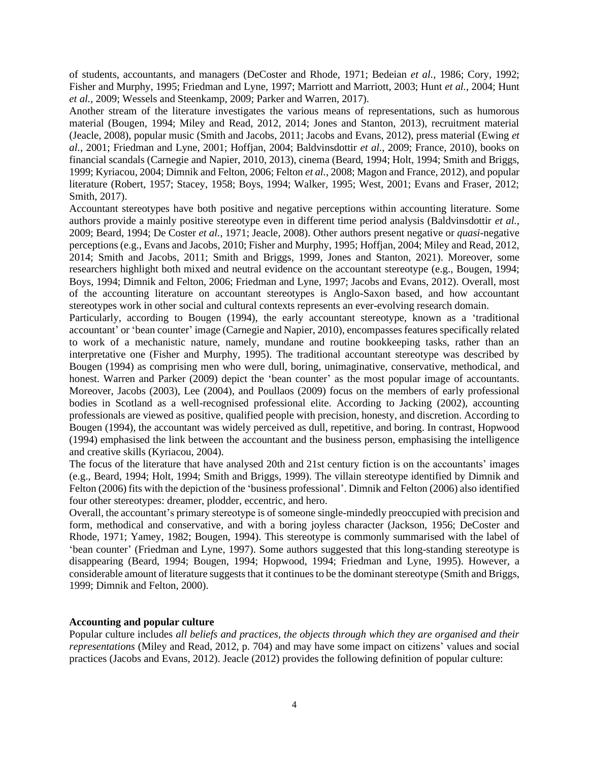of students, accountants, and managers (DeCoster and Rhode, 1971; Bedeian *et al.*, 1986; Cory, 1992; Fisher and Murphy, 1995; Friedman and Lyne, 1997; Marriott and Marriott, 2003; Hunt *et al.*, 2004; Hunt *et al.*, 2009; Wessels and Steenkamp, 2009; Parker and Warren, 2017).

Another stream of the literature investigates the various means of representations, such as humorous material (Bougen, 1994; Miley and Read, 2012, 2014; Jones and Stanton, 2013), recruitment material (Jeacle, 2008), popular music (Smith and Jacobs, 2011; Jacobs and Evans, 2012), press material (Ewing *et al.*, 2001; Friedman and Lyne, 2001; Hoffjan, 2004; Baldvinsdottir *et al.*, 2009; France, 2010), books on financial scandals (Carnegie and Napier, 2010, 2013), cinema (Beard, 1994; Holt, 1994; Smith and Briggs, 1999; Kyriacou, 2004; Dimnik and Felton, 2006; Felton *et al.*, 2008; Magon and France, 2012), and popular literature (Robert, 1957; Stacey, 1958; Boys, 1994; Walker, 1995; West, 2001; Evans and Fraser, 2012; Smith, 2017).

Accountant stereotypes have both positive and negative perceptions within accounting literature. Some authors provide a mainly positive stereotype even in different time period analysis (Baldvinsdottir *et al.*, 2009; Beard, 1994; De Coster *et al.*, 1971; Jeacle, 2008). Other authors present negative or *quasi*-negative perceptions (e.g., Evans and Jacobs, 2010; Fisher and Murphy, 1995; Hoffjan, 2004; Miley and Read, 2012, 2014; Smith and Jacobs, 2011; Smith and Briggs, 1999, Jones and Stanton, 2021). Moreover, some researchers highlight both mixed and neutral evidence on the accountant stereotype (e.g., Bougen, 1994; Boys, 1994; Dimnik and Felton, 2006; Friedman and Lyne, 1997; Jacobs and Evans, 2012). Overall, most of the accounting literature on accountant stereotypes is Anglo-Saxon based, and how accountant stereotypes work in other social and cultural contexts represents an ever-evolving research domain.

Particularly, according to Bougen (1994), the early accountant stereotype, known as a 'traditional accountant' or 'bean counter' image (Carnegie and Napier, 2010), encompasses features specifically related to work of a mechanistic nature, namely, mundane and routine bookkeeping tasks, rather than an interpretative one (Fisher and Murphy, 1995). The traditional accountant stereotype was described by Bougen (1994) as comprising men who were dull, boring, unimaginative, conservative, methodical, and honest. Warren and Parker (2009) depict the 'bean counter' as the most popular image of accountants. Moreover, Jacobs (2003), Lee (2004), and Poullaos (2009) focus on the members of early professional bodies in Scotland as a well-recognised professional elite. According to Jacking (2002), accounting professionals are viewed as positive, qualified people with precision, honesty, and discretion. According to Bougen (1994), the accountant was widely perceived as dull, repetitive, and boring. In contrast, Hopwood (1994) emphasised the link between the accountant and the business person, emphasising the intelligence and creative skills (Kyriacou, 2004).

The focus of the literature that have analysed 20th and 21st century fiction is on the accountants' images (e.g., Beard, 1994; Holt, 1994; Smith and Briggs, 1999). The villain stereotype identified by Dimnik and Felton (2006) fits with the depiction of the 'business professional'. Dimnik and Felton (2006) also identified four other stereotypes: dreamer, plodder, eccentric, and hero.

Overall, the accountant's primary stereotype is of someone single-mindedly preoccupied with precision and form, methodical and conservative, and with a boring joyless character (Jackson, 1956; DeCoster and Rhode, 1971; Yamey, 1982; Bougen, 1994). This stereotype is commonly summarised with the label of 'bean counter' (Friedman and Lyne, 1997). Some authors suggested that this long-standing stereotype is disappearing (Beard, 1994; Bougen, 1994; Hopwood, 1994; Friedman and Lyne, 1995). However, a considerable amount of literature suggests that it continues to be the dominant stereotype (Smith and Briggs, 1999; Dimnik and Felton, 2000).

**Accounting and popular culture**

Popular culture includes *all beliefs and practices, the objects through which they are organised and their representations* (Miley and Read, 2012, p. 704) and may have some impact on citizens' values and social practices (Jacobs and Evans, 2012). Jeacle (2012) provides the following definition of popular culture: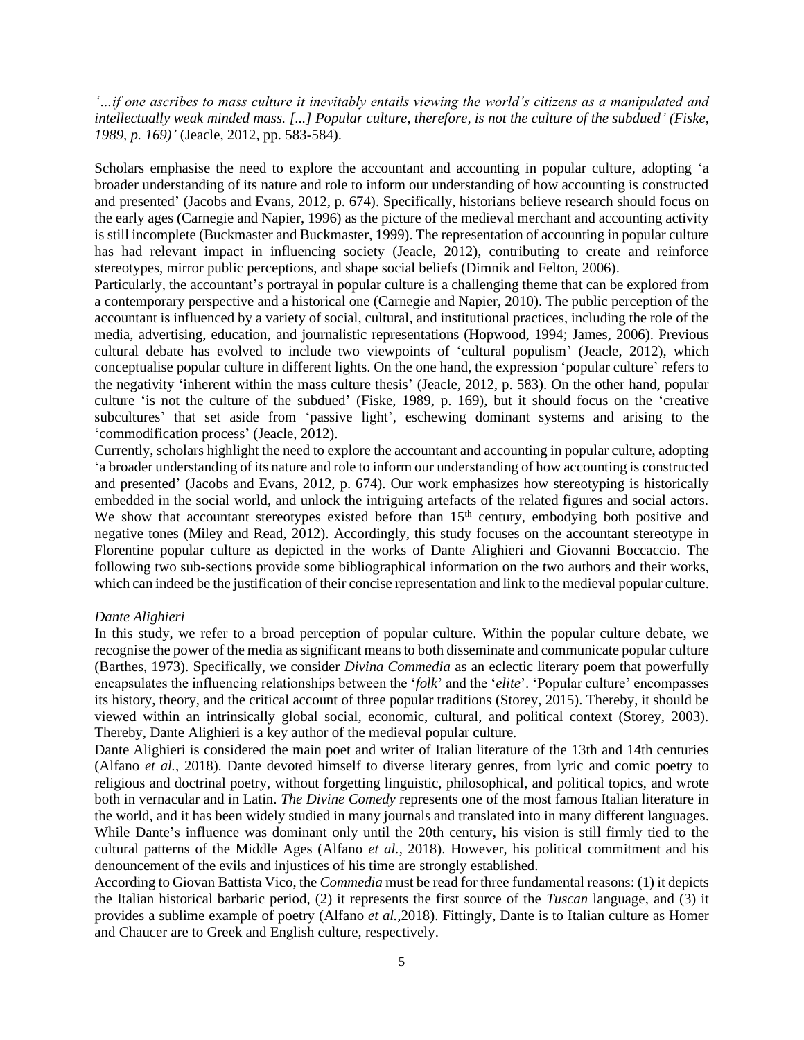*'...if one ascribes to mass culture it inevitably entails viewing the world's citizens as a manipulated and intellectually weak minded mass. [...] Popular culture, therefore, is not the culture of the subdued' (Fiske, 1989, p. 169)'* (Jeacle, 2012, pp. 583-584).

Scholars emphasise the need to explore the accountant and accounting in popular culture, adopting 'a broader understanding of its nature and role to inform our understanding of how accounting is constructed and presented' (Jacobs and Evans, 2012, p. 674). Specifically, historians believe research should focus on the early ages (Carnegie and Napier, 1996) as the picture of the medieval merchant and accounting activity is still incomplete (Buckmaster and Buckmaster, 1999). The representation of accounting in popular culture has had relevant impact in influencing society (Jeacle, 2012), contributing to create and reinforce stereotypes, mirror public perceptions, and shape social beliefs (Dimnik and Felton, 2006).

Particularly, the accountant's portrayal in popular culture is a challenging theme that can be explored from a contemporary perspective and a historical one (Carnegie and Napier, 2010). The public perception of the accountant is influenced by a variety of social, cultural, and institutional practices, including the role of the media, advertising, education, and journalistic representations (Hopwood, 1994; James, 2006). Previous cultural debate has evolved to include two viewpoints of 'cultural populism' (Jeacle, 2012), which conceptualise popular culture in different lights. On the one hand, the expression 'popular culture' refers to the negativity 'inherent within the mass culture thesis' (Jeacle, 2012, p. 583). On the other hand, popular culture 'is not the culture of the subdued' (Fiske, 1989, p. 169), but it should focus on the 'creative subcultures' that set aside from 'passive light', eschewing dominant systems and arising to the 'commodification process' (Jeacle, 2012).

Currently, scholars highlight the need to explore the accountant and accounting in popular culture, adopting 'a broader understanding of its nature and role to inform our understanding of how accounting is constructed and presented' (Jacobs and Evans, 2012, p. 674). Our work emphasizes how stereotyping is historically embedded in the social world, and unlock the intriguing artefacts of the related figures and social actors. We show that accountant stereotypes existed before than 15th century, embodying both positive and negative tones (Miley and Read, 2012). Accordingly, this study focuses on the accountant stereotype in Florentine popular culture as depicted in the works of Dante Alighieri and Giovanni Boccaccio. The following two sub-sections provide some bibliographical information on the two authors and their works, which can indeed be the justification of their concise representation and link to the medieval popular culture.

*Dante Alighieri*

In this study, we refer to a broad perception of popular culture. Within the popular culture debate, we recognise the power of the media as significant means to both disseminate and communicate popular culture (Barthes, 1973). Specifically, we consider *Divina Commedia* as an eclectic literary poem that powerfully encapsulates the influencing relationships between the '*folk*' and the '*elite*'. 'Popular culture' encompasses its history, theory, and the critical account of three popular traditions (Storey, 2015). Thereby, it should be viewed within an intrinsically global social, economic, cultural, and political context (Storey, 2003). Thereby, Dante Alighieri is a key author of the medieval popular culture.

Dante Alighieri is considered the main poet and writer of Italian literature of the 13th and 14th centuries (Alfano *et al.*, 2018). Dante devoted himself to diverse literary genres, from lyric and comic poetry to religious and doctrinal poetry, without forgetting linguistic, philosophical, and political topics, and wrote both in vernacular and in Latin. *The Divine Comedy* represents one of the most famous Italian literature in the world, and it has been widely studied in many journals and translated into in many different languages. While Dante's influence was dominant only until the 20th century, his vision is still firmly tied to the cultural patterns of the Middle Ages (Alfano *et al.*, 2018). However, his political commitment and his denouncement of the evils and injustices of his time are strongly established.

According to Giovan Battista Vico, the *Commedia* must be read for three fundamental reasons: (1) it depicts the Italian historical barbaric period, (2) it represents the first source of the *Tuscan* language, and (3) it provides a sublime example of poetry (Alfano *et al.*,2018). Fittingly, Dante is to Italian culture as Homer and Chaucer are to Greek and English culture, respectively.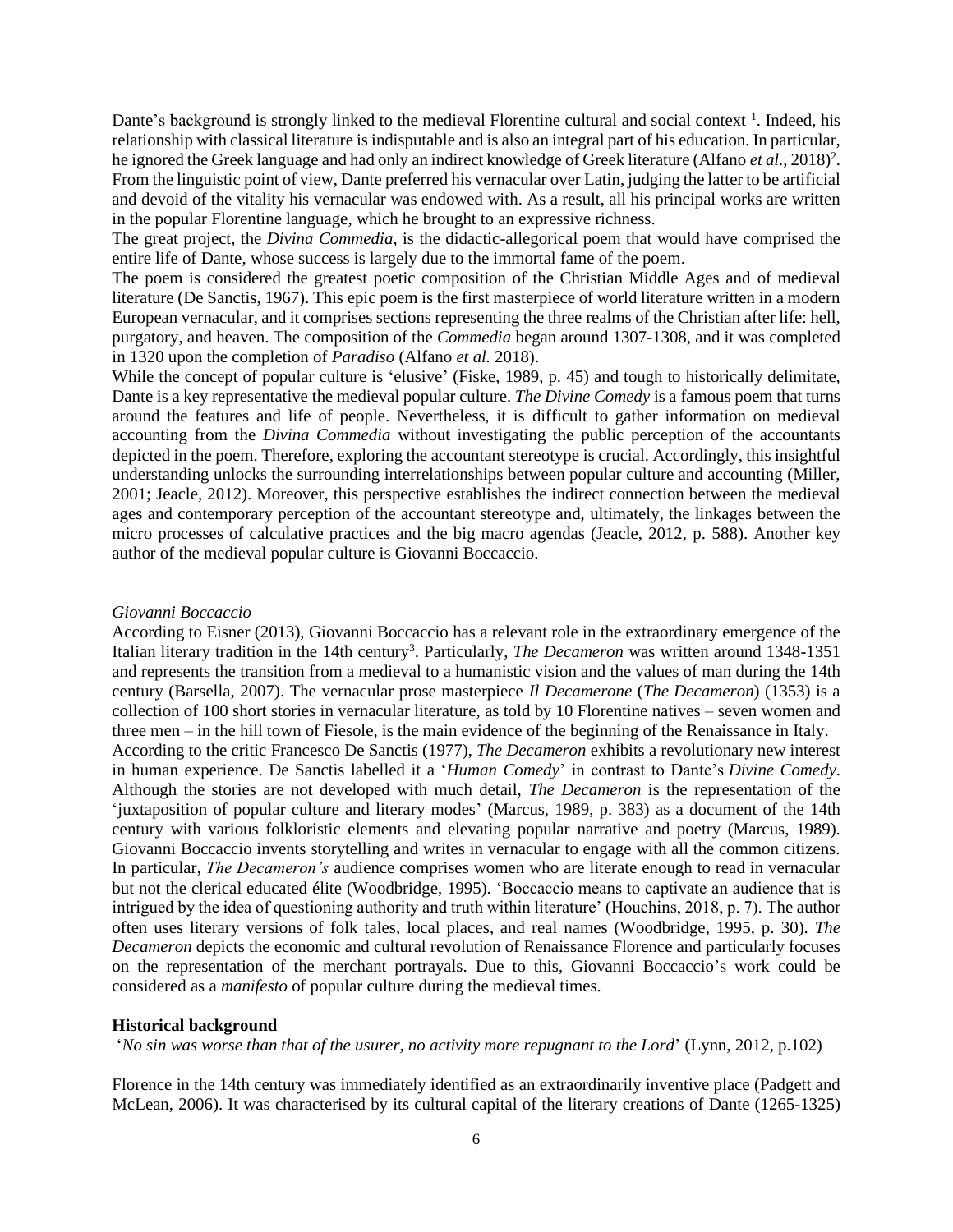Dante's background is strongly linked to the medieval Florentine cultural and social context [1]. Indeed, his relationship with classical literature is indisputable and is also an integral part of his education. In particular, he ignored the Greek language and had only an indirect knowledge of Greek literature (Alfano *et al.*, 2018)[2]. From the linguistic point of view, Dante preferred his vernacular over Latin, judging the latter to be artificial and devoid of the vitality his vernacular was endowed with. As a result, all his principal works are written in the popular Florentine language, which he brought to an expressive richness.

The great project, the *Divina Commedia*, is the didactic-allegorical poem that would have comprised the entire life of Dante, whose success is largely due to the immortal fame of the poem.

The poem is considered the greatest poetic composition of the Christian Middle Ages and of medieval literature (De Sanctis, 1967). This epic poem is the first masterpiece of world literature written in a modern European vernacular, and it comprises sections representing the three realms of the Christian after life: hell, purgatory, and heaven. The composition of the *Commedia* began around 1307-1308, and it was completed in 1320 upon the completion of *Paradiso* (Alfano *et al.* 2018).

While the concept of popular culture is 'elusive' (Fiske, 1989, p. 45) and tough to historically delimitate, Dante is a key representative the medieval popular culture. *The Divine Comedy* is a famous poem that turns around the features and life of people. Nevertheless, it is difficult to gather information on medieval accounting from the *Divina Commedia* without investigating the public perception of the accountants depicted in the poem. Therefore, exploring the accountant stereotype is crucial. Accordingly, this insightful understanding unlocks the surrounding interrelationships between popular culture and accounting (Miller, 2001; Jeacle, 2012). Moreover, this perspective establishes the indirect connection between the medieval ages and contemporary perception of the accountant stereotype and, ultimately, the linkages between the micro processes of calculative practices and the big macro agendas (Jeacle, 2012, p. 588). Another key author of the medieval popular culture is Giovanni Boccaccio.

*Giovanni Boccaccio*

According to Eisner (2013), Giovanni Boccaccio has a relevant role in the extraordinary emergence of the Italian literary tradition in the 14th century[3]. Particularly, *The Decameron* was written around 1348-1351 and represents the transition from a medieval to a humanistic vision and the values of man during the 14th century (Barsella, 2007). The vernacular prose masterpiece *Il Decamerone* (*The Decameron*) (1353) is a collection of 100 short stories in vernacular literature, as told by 10 Florentine natives – seven women and three men – in the hill town of Fiesole, is the main evidence of the beginning of the Renaissance in Italy.

According to the critic Francesco De Sanctis (1977), *The Decameron* exhibits a revolutionary new interest in human experience. De Sanctis labelled it a '*Human Comedy*' in contrast to Dante's *Divine Comedy*. Although the stories are not developed with much detail, *The Decameron* is the representation of the 'juxtaposition of popular culture and literary modes' (Marcus, 1989, p. 383) as a document of the 14th century with various folkloristic elements and elevating popular narrative and poetry (Marcus, 1989). Giovanni Boccaccio invents storytelling and writes in vernacular to engage with all the common citizens. In particular, *The Decameron's* audience comprises women who are literate enough to read in vernacular but not the clerical educated élite (Woodbridge, 1995). 'Boccaccio means to captivate an audience that is intrigued by the idea of questioning authority and truth within literature' (Houchins, 2018, p. 7). The author often uses literary versions of folk tales, local places, and real names (Woodbridge, 1995, p. 30). *The Decameron* depicts the economic and cultural revolution of Renaissance Florence and particularly focuses on the representation of the merchant portrayals. Due to this, Giovanni Boccaccio's work could be considered as a *manifesto* of popular culture during the medieval times.

## Historical background

'*No sin was worse than that of the usurer, no activity more repugnant to the Lord*' (Lynn, 2012, p.102)

Florence in the 14th century was immediately identified as an extraordinarily inventive place (Padgett and McLean, 2006). It was characterised by its cultural capital of the literary creations of Dante (1265-1325)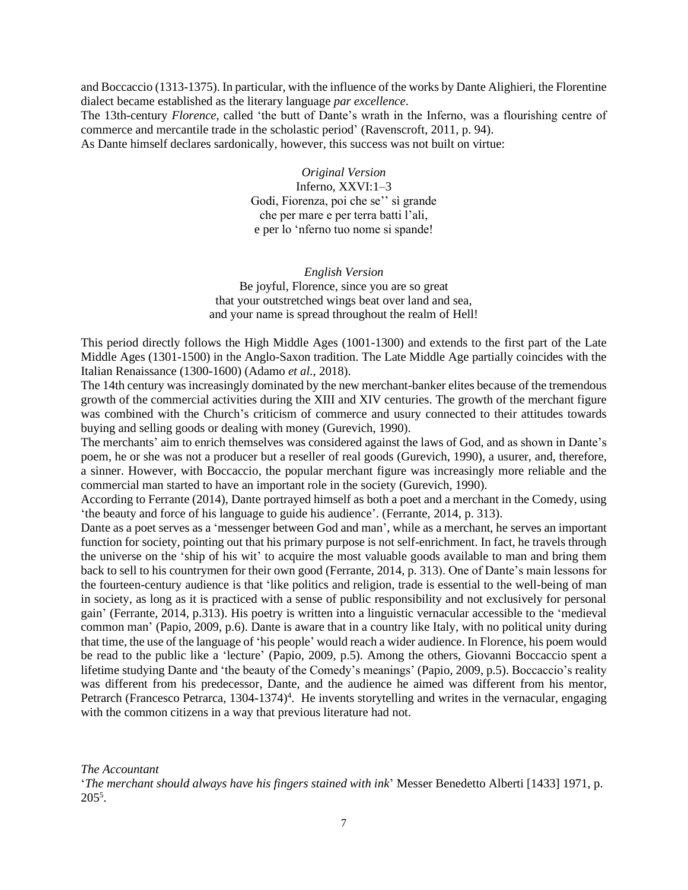and Boccaccio (1313-1375). In particular, with the influence of the works by Dante Alighieri, the Florentine dialect became established as the literary language *par excellence*.

The 13th-century *Florence*, called 'the butt of Dante's wrath in the Inferno, was a flourishing centre of commerce and mercantile trade in the scholastic period' (Ravenscroft, 2011, p. 94).

As Dante himself declares sardonically, however, this success was not built on virtue:

*Original Version*
Inferno, XXVI:1–3
Godi, Fiorenza, poi che se'' sì grande
che per mare e per terra batti l'ali,
e per lo 'nferno tuo nome si spande!

*English Version*
Be joyful, Florence, since you are so great
that your outstretched wings beat over land and sea,
and your name is spread throughout the realm of Hell!

This period directly follows the High Middle Ages (1001-1300) and extends to the first part of the Late Middle Ages (1301-1500) in the Anglo-Saxon tradition. The Late Middle Age partially coincides with the Italian Renaissance (1300-1600) (Adamo *et al*., 2018).

The 14th century was increasingly dominated by the new merchant-banker elites because of the tremendous growth of the commercial activities during the XIII and XIV centuries. The growth of the merchant figure was combined with the Church's criticism of commerce and usury connected to their attitudes towards buying and selling goods or dealing with money (Gurevich, 1990).

The merchants' aim to enrich themselves was considered against the laws of God, and as shown in Dante's poem, he or she was not a producer but a reseller of real goods (Gurevich, 1990), a usurer, and, therefore, a sinner. However, with Boccaccio, the popular merchant figure was increasingly more reliable and the commercial man started to have an important role in the society (Gurevich, 1990).

According to Ferrante (2014), Dante portrayed himself as both a poet and a merchant in the Comedy, using 'the beauty and force of his language to guide his audience'. (Ferrante, 2014, p. 313).

Dante as a poet serves as a 'messenger between God and man', while as a merchant, he serves an important function for society, pointing out that his primary purpose is not self-enrichment. In fact, he travels through the universe on the 'ship of his wit' to acquire the most valuable goods available to man and bring them back to sell to his countrymen for their own good (Ferrante, 2014, p. 313). One of Dante's main lessons for the fourteen-century audience is that 'like politics and religion, trade is essential to the well-being of man in society, as long as it is practiced with a sense of public responsibility and not exclusively for personal gain' (Ferrante, 2014, p.313). His poetry is written into a linguistic vernacular accessible to the 'medieval common man' (Papio, 2009, p.6). Dante is aware that in a country like Italy, with no political unity during that time, the use of the language of 'his people' would reach a wider audience. In Florence, his poem would be read to the public like a 'lecture' (Papio, 2009, p.5). Among the others, Giovanni Boccaccio spent a lifetime studying Dante and 'the beauty of the Comedy's meanings' (Papio, 2009, p.5). Boccaccio's reality was different from his predecessor, Dante, and the audience he aimed was different from his mentor, Petrarch (Francesco Petrarca, 1304-1374)[4]. He invents storytelling and writes in the vernacular, engaging with the common citizens in a way that previous literature had not.

*The Accountant*

'*The merchant should always have his fingers stained with ink*' Messer Benedetto Alberti [1433] 1971, p. 205[5].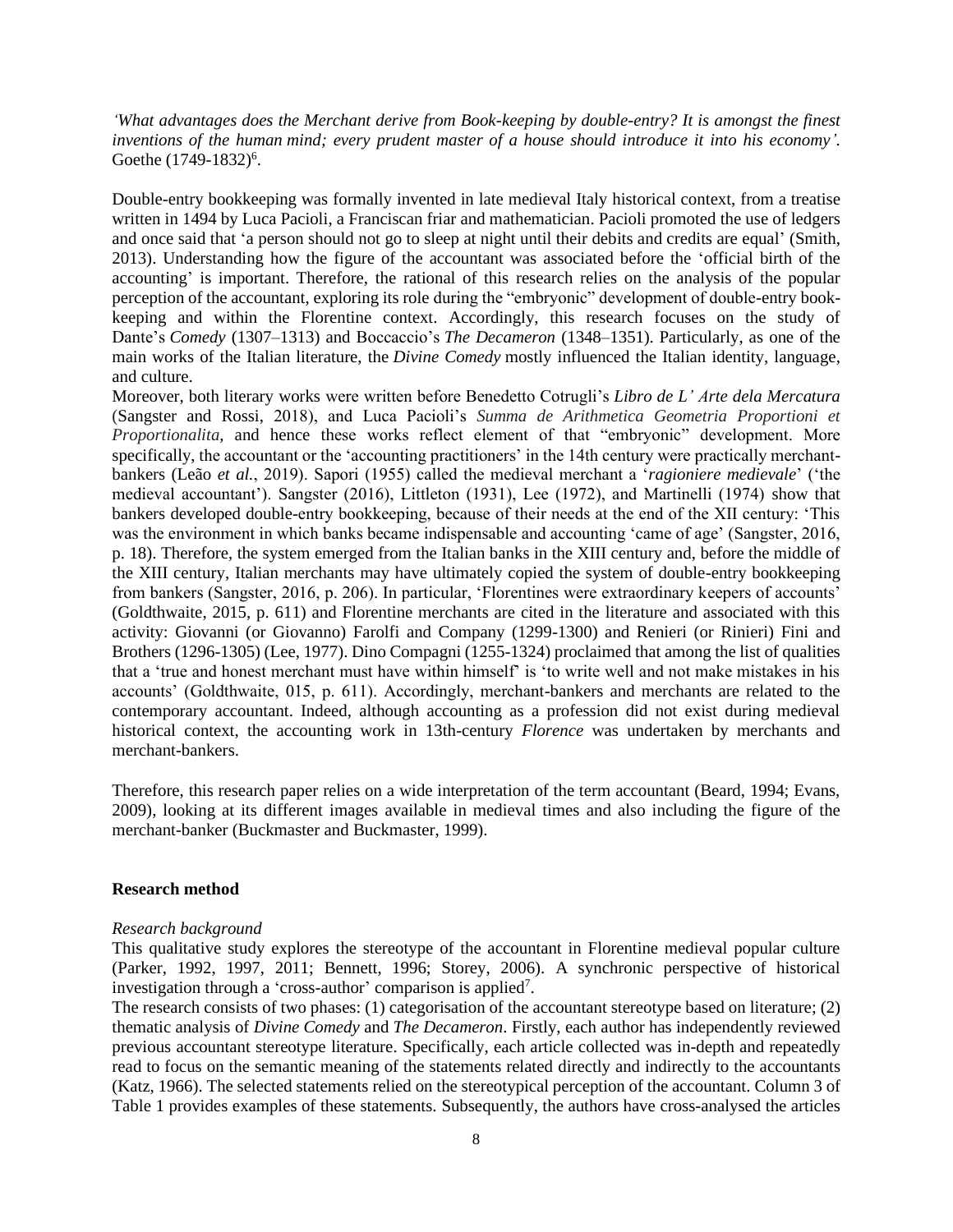*'What advantages does the Merchant derive from Book-keeping by double-entry? It is amongst the finest inventions of the human mind; every prudent master of a house should introduce it into his economy'.* Goethe (1749-1832)[6].

Double-entry bookkeeping was formally invented in late medieval Italy historical context, from a treatise written in 1494 by Luca Pacioli, a Franciscan friar and mathematician. Pacioli promoted the use of ledgers and once said that 'a person should not go to sleep at night until their debits and credits are equal' (Smith, 2013). Understanding how the figure of the accountant was associated before the 'official birth of the accounting' is important. Therefore, the rational of this research relies on the analysis of the popular perception of the accountant, exploring its role during the "embryonic" development of double-entry book-keeping and within the Florentine context. Accordingly, this research focuses on the study of Dante's *Comedy* (1307–1313) and Boccaccio's *The Decameron* (1348–1351). Particularly, as one of the main works of the Italian literature, the *Divine Comedy* mostly influenced the Italian identity, language, and culture.

Moreover, both literary works were written before Benedetto Cotrugli's *Libro de L' Arte dela Mercatura* (Sangster and Rossi, 2018), and Luca Pacioli's *Summa de Arithmetica Geometria Proportioni et Proportionalita*, and hence these works reflect element of that "embryonic" development. More specifically, the accountant or the 'accounting practitioners' in the 14th century were practically merchant-bankers (Leão *et al.*, 2019). Sapori (1955) called the medieval merchant a '*ragioniere medievale*' ('the medieval accountant'). Sangster (2016), Littleton (1931), Lee (1972), and Martinelli (1974) show that bankers developed double-entry bookkeeping, because of their needs at the end of the XII century: 'This was the environment in which banks became indispensable and accounting 'came of age' (Sangster, 2016, p. 18). Therefore, the system emerged from the Italian banks in the XIII century and, before the middle of the XIII century, Italian merchants may have ultimately copied the system of double-entry bookkeeping from bankers (Sangster, 2016, p. 206). In particular, 'Florentines were extraordinary keepers of accounts' (Goldthwaite, 2015, p. 611) and Florentine merchants are cited in the literature and associated with this activity: Giovanni (or Giovanno) Farolfi and Company (1299-1300) and Renieri (or Rinieri) Fini and Brothers (1296-1305) (Lee, 1977). Dino Compagni (1255-1324) proclaimed that among the list of qualities that a 'true and honest merchant must have within himself' is 'to write well and not make mistakes in his accounts' (Goldthwaite, 015, p. 611). Accordingly, merchant-bankers and merchants are related to the contemporary accountant. Indeed, although accounting as a profession did not exist during medieval historical context, the accounting work in 13th-century *Florence* was undertaken by merchants and merchant-bankers.

Therefore, this research paper relies on a wide interpretation of the term accountant (Beard, 1994; Evans, 2009), looking at its different images available in medieval times and also including the figure of the merchant-banker (Buckmaster and Buckmaster, 1999).

## Research method

### *Research background*

This qualitative study explores the stereotype of the accountant in Florentine medieval popular culture (Parker, 1992, 1997, 2011; Bennett, 1996; Storey, 2006). A synchronic perspective of historical investigation through a 'cross-author' comparison is applied[7].

The research consists of two phases: (1) categorisation of the accountant stereotype based on literature; (2) thematic analysis of *Divine Comedy* and *The Decameron*. Firstly, each author has independently reviewed previous accountant stereotype literature. Specifically, each article collected was in-depth and repeatedly read to focus on the semantic meaning of the statements related directly and indirectly to the accountants (Katz, 1966). The selected statements relied on the stereotypical perception of the accountant. Column 3 of Table 1 provides examples of these statements. Subsequently, the authors have cross-analysed the articles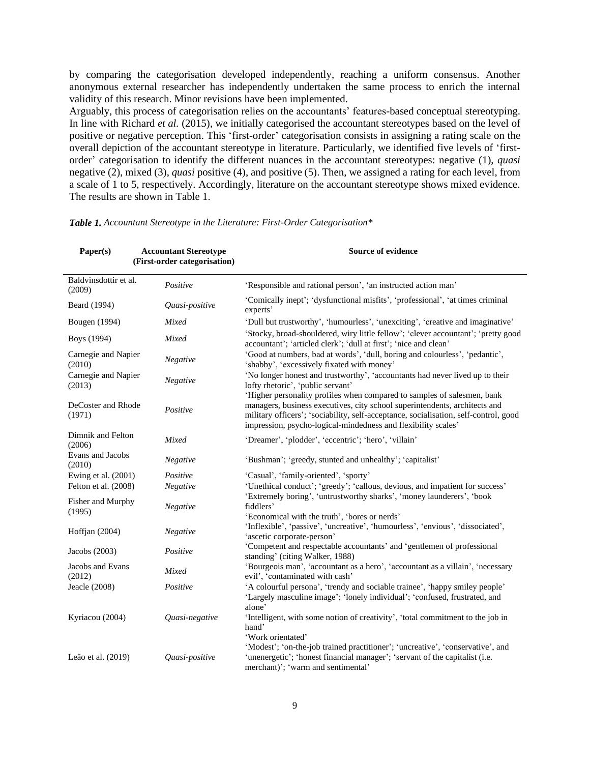by comparing the categorisation developed independently, reaching a uniform consensus. Another anonymous external researcher has independently undertaken the same process to enrich the internal validity of this research. Minor revisions have been implemented.

Arguably, this process of categorisation relies on the accountants' features-based conceptual stereotyping. In line with Richard *et al.* (2015), we initially categorised the accountant stereotypes based on the level of positive or negative perception. This 'first-order' categorisation consists in assigning a rating scale on the overall depiction of the accountant stereotype in literature. Particularly, we identified five levels of 'first-order' categorisation to identify the different nuances in the accountant stereotypes: negative (1), *quasi* negative (2), mixed (3), *quasi* positive (4), and positive (5). Then, we assigned a rating for each level, from a scale of 1 to 5, respectively. Accordingly, literature on the accountant stereotype shows mixed evidence. The results are shown in Table 1.

***Table 1.*** *Accountant Stereotype in the Literature: First-Order Categorisation\**

| Paper(s) | Accountant Stereotype (First-order categorisation) | Source of evidence |
|---|---|---|
| Baldvinsdottir et al. (2009) | *Positive* | 'Responsible and rational person', 'an instructed action man' |
| Beard (1994) | *Quasi-positive* | 'Comically inept'; 'dysfunctional misfits', 'professional', 'at times criminal experts' |
| Bougen (1994) | *Mixed* | 'Dull but trustworthy', 'humourless', 'unexciting', 'creative and imaginative' |
| Boys (1994) | *Mixed* | 'Stocky, broad-shouldered, wiry little fellow'; 'clever accountant'; 'pretty good accountant'; 'articled clerk'; 'dull at first'; 'nice and clean' |
| Carnegie and Napier (2010) | *Negative* | 'Good at numbers, bad at words', 'dull, boring and colourless', 'pedantic', 'shabby', 'excessively fixated with money' |
| Carnegie and Napier (2013) | *Negative* | 'No longer honest and trustworthy', 'accountants had never lived up to their lofty rhetoric', 'public servant' |
| DeCoster and Rhode (1971) | *Positive* | 'Higher personality profiles when compared to samples of salesmen, bank managers, business executives, city school superintendents, architects and military officers'; 'sociability, self-acceptance, socialisation, self-control, good impression, psycho-logical-mindedness and flexibility scales' |
| Dimnik and Felton (2006) | *Mixed* | 'Dreamer', 'plodder', 'eccentric'; 'hero', 'villain' |
| Evans and Jacobs (2010) | *Negative* | 'Bushman'; 'greedy, stunted and unhealthy'; 'capitalist' |
| Ewing et al. (2001) | *Positive* | 'Casual', 'family-oriented', 'sporty' |
| Felton et al. (2008) | *Negative* | 'Unethical conduct'; 'greedy'; 'callous, devious, and impatient for success' |
| Fisher and Murphy (1995) | *Negative* | 'Extremely boring', 'untrustworthy sharks', 'money launderers', 'book fiddlers' 'Economical with the truth', 'bores or nerds' |
| Hoffjan (2004) | *Negative* | 'Inflexible', 'passive', 'uncreative', 'humourless', 'envious', 'dissociated', 'ascetic corporate-person' |
| Jacobs (2003) | *Positive* | 'Competent and respectable accountants' and 'gentlemen of professional standing' (citing Walker, 1988) |
| Jacobs and Evans (2012) | *Mixed* | 'Bourgeois man', 'accountant as a hero', 'accountant as a villain', 'necessary evil', 'contaminated with cash' |
| Jeacle (2008) | *Positive* | 'A colourful persona', 'trendy and sociable trainee', 'happy smiley people' |
| Kyriacou (2004) | *Quasi-negative* | 'Largely masculine image'; 'lonely individual'; 'confused, frustrated, and alone' 'Intelligent, with some notion of creativity', 'total commitment to the job in hand' 'Work orientated' |
| Leão et al. (2019) | *Quasi-positive* | 'Modest'; 'on-the-job trained practitioner'; 'uncreative', 'conservative', and 'unenergetic'; 'honest financial manager'; 'servant of the capitalist (i.e. merchant)'; 'warm and sentimental' |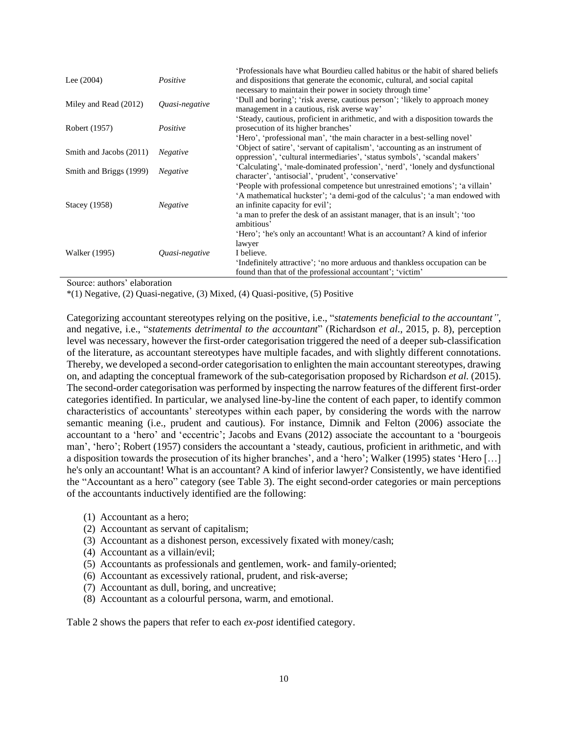| | | |
|---|---|---|
| Lee (2004) | *Positive* | 'Professionals have what Bourdieu called habitus or the habit of shared beliefs and dispositions that generate the economic, cultural, and social capital necessary to maintain their power in society through time' |
| Miley and Read (2012) | *Quasi-negative* | 'Dull and boring'; 'risk averse, cautious person'; 'likely to approach money management in a cautious, risk averse way' |
| Robert (1957) | *Positive* | 'Steady, cautious, proficient in arithmetic, and with a disposition towards the prosecution of its higher branches'<br>'Hero', 'professional man', 'the main character in a best-selling novel' |
| Smith and Jacobs (2011) | *Negative* | 'Object of satire', 'servant of capitalism', 'accounting as an instrument of oppression', 'cultural intermediaries', 'status symbols', 'scandal makers' |
| Smith and Briggs (1999) | *Negative* | 'Calculating', 'male-dominated profession', 'nerd', 'lonely and dysfunctional character', 'antisocial', 'prudent', 'conservative' |
| Stacey (1958) | *Negative* | 'People with professional competence but unrestrained emotions'; 'a villain'<br>'A mathematical huckster'; 'a demi-god of the calculus'; 'a man endowed with an infinite capacity for evil';<br>'a man to prefer the desk of an assistant manager, that is an insult'; 'too ambitious' |
| Walker (1995) | *Quasi-negative* | 'Hero'; 'he's only an accountant! What is an accountant? A kind of inferior lawyer<br>I believe.<br>'Indefinitely attractive'; 'no more arduous and thankless occupation can be found than that of the professional accountant'; 'victim' |

Source: authors' elaboration

*(1) Negative, (2) Quasi-negative, (3) Mixed, (4) Quasi-positive, (5) Positive

Categorizing accountant stereotypes relying on the positive, i.e., "*statements beneficial to the accountant"*, and negative, i.e., "*statements detrimental to the accountant*" (Richardson *et al*., 2015, p. 8), perception level was necessary, however the first-order categorisation triggered the need of a deeper sub-classification of the literature, as accountant stereotypes have multiple facades, and with slightly different connotations. Thereby, we developed a second-order categorisation to enlighten the main accountant stereotypes, drawing on, and adapting the conceptual framework of the sub-categorisation proposed by Richardson *et al.* (2015). The second-order categorisation was performed by inspecting the narrow features of the different first-order categories identified. In particular, we analysed line-by-line the content of each paper, to identify common characteristics of accountants' stereotypes within each paper, by considering the words with the narrow semantic meaning (i.e., prudent and cautious). For instance, Dimnik and Felton (2006) associate the accountant to a 'hero' and 'eccentric'; Jacobs and Evans (2012) associate the accountant to a 'bourgeois man', 'hero'; Robert (1957) considers the accountant a 'steady, cautious, proficient in arithmetic, and with a disposition towards the prosecution of its higher branches', and a 'hero'; Walker (1995) states 'Hero […] he's only an accountant! What is an accountant? A kind of inferior lawyer? Consistently, we have identified the "Accountant as a hero" category (see Table 3). The eight second-order categories or main perceptions of the accountants inductively identified are the following:

(1) Accountant as a hero;
(2) Accountant as servant of capitalism;
(3) Accountant as a dishonest person, excessively fixated with money/cash;
(4) Accountant as a villain/evil;
(5) Accountants as professionals and gentlemen, work- and family-oriented;
(6) Accountant as excessively rational, prudent, and risk-averse;
(7) Accountant as dull, boring, and uncreative;
(8) Accountant as a colourful persona, warm, and emotional.

Table 2 shows the papers that refer to each *ex-post* identified category.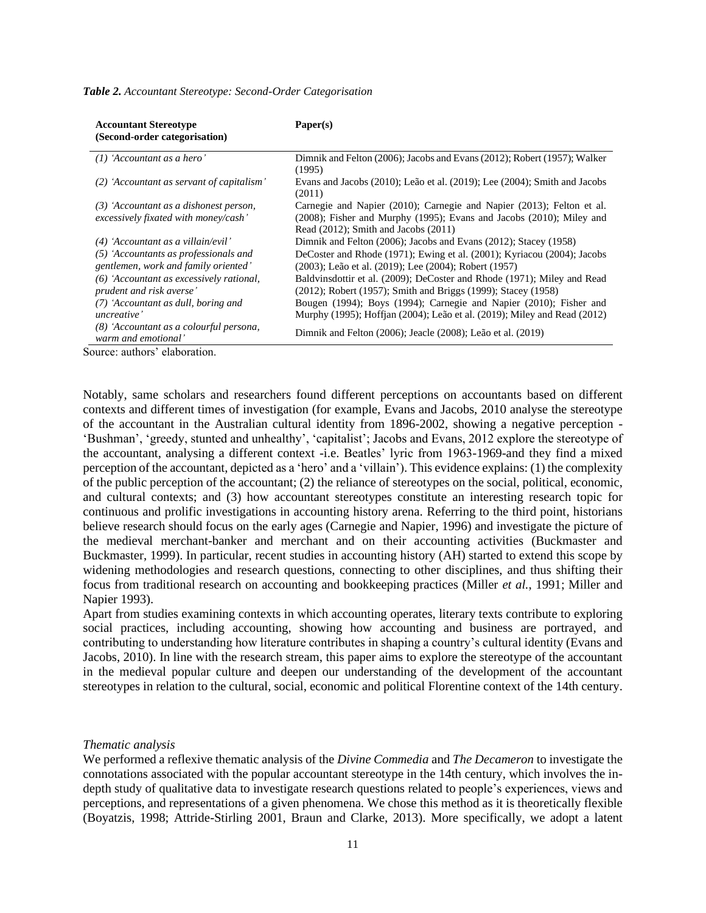***Table 2.** Accountant Stereotype: Second-Order Categorisation*

| **Accountant Stereotype (Second-order categorisation)** | **Paper(s)** |
|---|---|
| *(1) 'Accountant as a hero'* | Dimnik and Felton (2006); Jacobs and Evans (2012); Robert (1957); Walker (1995) |
| *(2) 'Accountant as servant of capitalism'* | Evans and Jacobs (2010); Leão et al. (2019); Lee (2004); Smith and Jacobs (2011) |
| *(3) 'Accountant as a dishonest person, excessively fixated with money/cash'* | Carnegie and Napier (2010); Carnegie and Napier (2013); Felton et al. (2008); Fisher and Murphy (1995); Evans and Jacobs (2010); Miley and Read (2012); Smith and Jacobs (2011) |
| *(4) 'Accountant as a villain/evil'* | Dimnik and Felton (2006); Jacobs and Evans (2012); Stacey (1958) |
| *(5) 'Accountants as professionals and gentlemen, work and family oriented'* | DeCoster and Rhode (1971); Ewing et al. (2001); Kyriacou (2004); Jacobs (2003); Leão et al. (2019); Lee (2004); Robert (1957) |
| *(6) 'Accountant as excessively rational, prudent and risk averse'* | Baldvinsdottir et al. (2009); DeCoster and Rhode (1971); Miley and Read (2012); Robert (1957); Smith and Briggs (1999); Stacey (1958) |
| *(7) 'Accountant as dull, boring and uncreative'* | Bougen (1994); Boys (1994); Carnegie and Napier (2010); Fisher and Murphy (1995); Hoffjan (2004); Leão et al. (2019); Miley and Read (2012) |
| *(8) 'Accountant as a colourful persona, warm and emotional'* | Dimnik and Felton (2006); Jeacle (2008); Leão et al. (2019) |

Source: authors' elaboration.

Notably, same scholars and researchers found different perceptions on accountants based on different contexts and different times of investigation (for example, Evans and Jacobs, 2010 analyse the stereotype of the accountant in the Australian cultural identity from 1896-2002, showing a negative perception - 'Bushman', 'greedy, stunted and unhealthy', 'capitalist'; Jacobs and Evans, 2012 explore the stereotype of the accountant, analysing a different context -i.e. Beatles' lyric from 1963-1969-and they find a mixed perception of the accountant, depicted as a 'hero' and a 'villain'). This evidence explains: (1) the complexity of the public perception of the accountant; (2) the reliance of stereotypes on the social, political, economic, and cultural contexts; and (3) how accountant stereotypes constitute an interesting research topic for continuous and prolific investigations in accounting history arena. Referring to the third point, historians believe research should focus on the early ages (Carnegie and Napier, 1996) and investigate the picture of the medieval merchant-banker and merchant and on their accounting activities (Buckmaster and Buckmaster, 1999). In particular, recent studies in accounting history (AH) started to extend this scope by widening methodologies and research questions, connecting to other disciplines, and thus shifting their focus from traditional research on accounting and bookkeeping practices (Miller *et al.*, 1991; Miller and Napier 1993).

Apart from studies examining contexts in which accounting operates, literary texts contribute to exploring social practices, including accounting, showing how accounting and business are portrayed, and contributing to understanding how literature contributes in shaping a country's cultural identity (Evans and Jacobs, 2010). In line with the research stream, this paper aims to explore the stereotype of the accountant in the medieval popular culture and deepen our understanding of the development of the accountant stereotypes in relation to the cultural, social, economic and political Florentine context of the 14th century.

*Thematic analysis*

We performed a reflexive thematic analysis of the *Divine Commedia* and *The Decameron* to investigate the connotations associated with the popular accountant stereotype in the 14th century, which involves the in-depth study of qualitative data to investigate research questions related to people's experiences, views and perceptions, and representations of a given phenomena. We chose this method as it is theoretically flexible (Boyatzis, 1998; Attride-Stirling 2001, Braun and Clarke, 2013). More specifically, we adopt a latent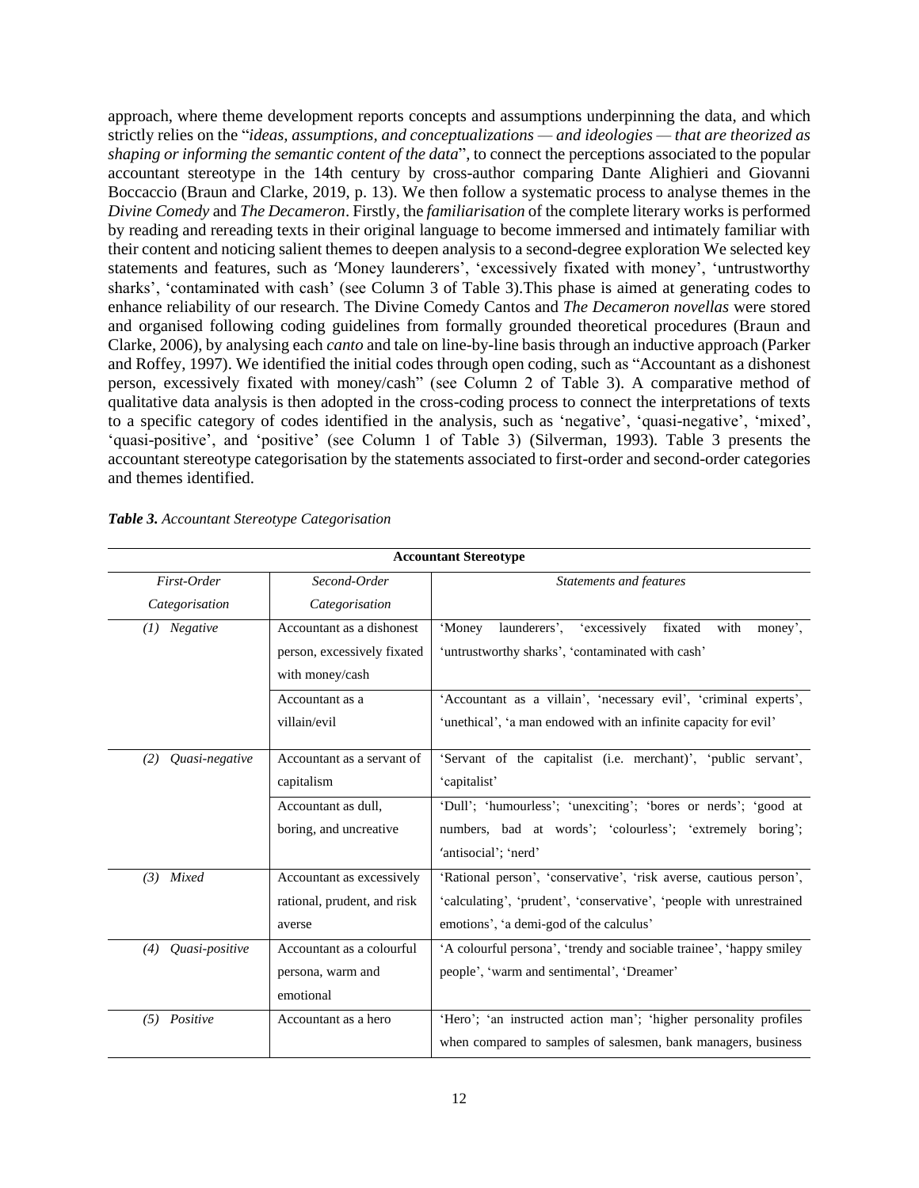approach, where theme development reports concepts and assumptions underpinning the data, and which strictly relies on the "*ideas, assumptions, and conceptualizations — and ideologies — that are theorized as shaping or informing the semantic content of the data*", to connect the perceptions associated to the popular accountant stereotype in the 14th century by cross-author comparing Dante Alighieri and Giovanni Boccaccio (Braun and Clarke, 2019, p. 13). We then follow a systematic process to analyse themes in the *Divine Comedy* and *The Decameron*. Firstly, the *familiarisation* of the complete literary works is performed by reading and rereading texts in their original language to become immersed and intimately familiar with their content and noticing salient themes to deepen analysis to a second-degree exploration We selected key statements and features, such as 'Money launderers', 'excessively fixated with money', 'untrustworthy sharks', 'contaminated with cash' (see Column 3 of Table 3).This phase is aimed at generating codes to enhance reliability of our research. The Divine Comedy Cantos and *The Decameron novellas* were stored and organised following coding guidelines from formally grounded theoretical procedures (Braun and Clarke, 2006), by analysing each *canto* and tale on line-by-line basis through an inductive approach (Parker and Roffey, 1997). We identified the initial codes through open coding, such as "Accountant as a dishonest person, excessively fixated with money/cash" (see Column 2 of Table 3). A comparative method of qualitative data analysis is then adopted in the cross-coding process to connect the interpretations of texts to a specific category of codes identified in the analysis, such as 'negative', 'quasi-negative', 'mixed', 'quasi-positive', and 'positive' (see Column 1 of Table 3) (Silverman, 1993). Table 3 presents the accountant stereotype categorisation by the statements associated to first-order and second-order categories and themes identified.

***Table 3.*** *Accountant Stereotype Categorisation*

| **Accountant Stereotype** | | |
|---|---|---|
| *First-Order Categorisation* | *Second-Order Categorisation* | *Statements and features* |
| *(1) Negative* | Accountant as a dishonest person, excessively fixated with money/cash | 'Money launderers', 'excessively fixated with money', 'untrustworthy sharks', 'contaminated with cash' |
| | Accountant as a villain/evil | 'Accountant as a villain', 'necessary evil', 'criminal experts', 'unethical', 'a man endowed with an infinite capacity for evil' |
| *(2) Quasi-negative* | Accountant as a servant of capitalism | 'Servant of the capitalist (i.e. merchant)', 'public servant', 'capitalist' |
| | Accountant as dull, boring, and uncreative | 'Dull'; 'humourless'; 'unexciting'; 'bores or nerds'; 'good at numbers, bad at words'; 'colourless'; 'extremely boring'; 'antisocial'; 'nerd' |
| *(3) Mixed* | Accountant as excessively rational, prudent, and risk averse | 'Rational person', 'conservative', 'risk averse, cautious person', 'calculating', 'prudent', 'conservative', 'people with unrestrained emotions', 'a demi-god of the calculus' |
| *(4) Quasi-positive* | Accountant as a colourful persona, warm and emotional | 'A colourful persona', 'trendy and sociable trainee', 'happy smiley people', 'warm and sentimental', 'Dreamer' |
| *(5) Positive* | Accountant as a hero | 'Hero'; 'an instructed action man'; 'higher personality profiles when compared to samples of salesmen, bank managers, business |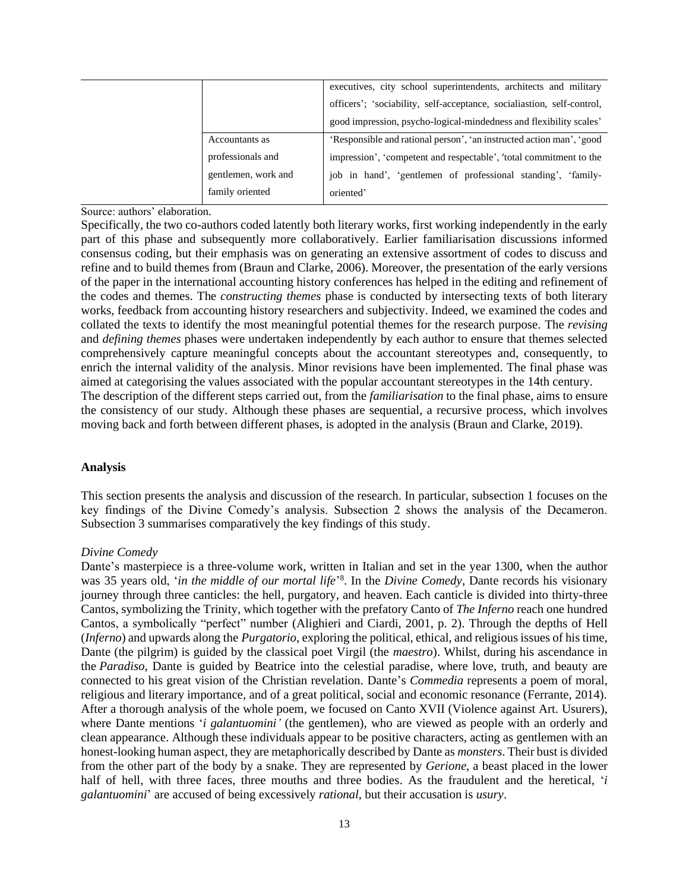| | | |
|---|---|---|
| | | executives, city school superintendents, architects and military officers'; 'sociability, self-acceptance, socialiastion, self-control, good impression, psycho-logical-mindedness and flexibility scales' |
| | Accountants as professionals and gentlemen, work and family oriented | 'Responsible and rational person', 'an instructed action man', 'good impression', 'competent and respectable', 'total commitment to the job in hand', 'gentlemen of professional standing', 'family-oriented' |

Source: authors' elaboration.

Specifically, the two co-authors coded latently both literary works, first working independently in the early part of this phase and subsequently more collaboratively. Earlier familiarisation discussions informed consensus coding, but their emphasis was on generating an extensive assortment of codes to discuss and refine and to build themes from (Braun and Clarke, 2006). Moreover, the presentation of the early versions of the paper in the international accounting history conferences has helped in the editing and refinement of the codes and themes. The *constructing themes* phase is conducted by intersecting texts of both literary works, feedback from accounting history researchers and subjectivity. Indeed, we examined the codes and collated the texts to identify the most meaningful potential themes for the research purpose. The *revising* and *defining themes* phases were undertaken independently by each author to ensure that themes selected comprehensively capture meaningful concepts about the accountant stereotypes and, consequently, to enrich the internal validity of the analysis. Minor revisions have been implemented. The final phase was aimed at categorising the values associated with the popular accountant stereotypes in the 14th century.
The description of the different steps carried out, from the *familiarisation* to the final phase, aims to ensure the consistency of our study. Although these phases are sequential, a recursive process, which involves moving back and forth between different phases, is adopted in the analysis (Braun and Clarke, 2019).

## Analysis

This section presents the analysis and discussion of the research. In particular, subsection 1 focuses on the key findings of the Divine Comedy's analysis. Subsection 2 shows the analysis of the Decameron. Subsection 3 summarises comparatively the key findings of this study.

### *Divine Comedy*

Dante's masterpiece is a three-volume work, written in Italian and set in the year 1300, when the author was 35 years old, '*in the middle of our mortal life*'[8]. In the *Divine Comedy*, Dante records his visionary journey through three canticles: the hell, purgatory, and heaven. Each canticle is divided into thirty-three Cantos, symbolizing the Trinity, which together with the prefatory Canto of *The Inferno* reach one hundred Cantos, a symbolically "perfect" number (Alighieri and Ciardi, 2001, p. 2). Through the depths of Hell (*Inferno*) and upwards along the *Purgatorio*, exploring the political, ethical, and religious issues of his time, Dante (the pilgrim) is guided by the classical poet Virgil (the *maestro*). Whilst, during his ascendance in the *Paradiso*, Dante is guided by Beatrice into the celestial paradise, where love, truth, and beauty are connected to his great vision of the Christian revelation. Dante's *Commedia* represents a poem of moral, religious and literary importance, and of a great political, social and economic resonance (Ferrante, 2014). After a thorough analysis of the whole poem, we focused on Canto XVII (Violence against Art. Usurers), where Dante mentions '*i galantuomini'* (the gentlemen), who are viewed as people with an orderly and clean appearance. Although these individuals appear to be positive characters, acting as gentlemen with an honest-looking human aspect, they are metaphorically described by Dante as *monsters*. Their bust is divided from the other part of the body by a snake. They are represented by *Gerione*, a beast placed in the lower half of hell, with three faces, three mouths and three bodies. As the fraudulent and the heretical, '*i galantuomini*' are accused of being excessively *rational*, but their accusation is *usury*.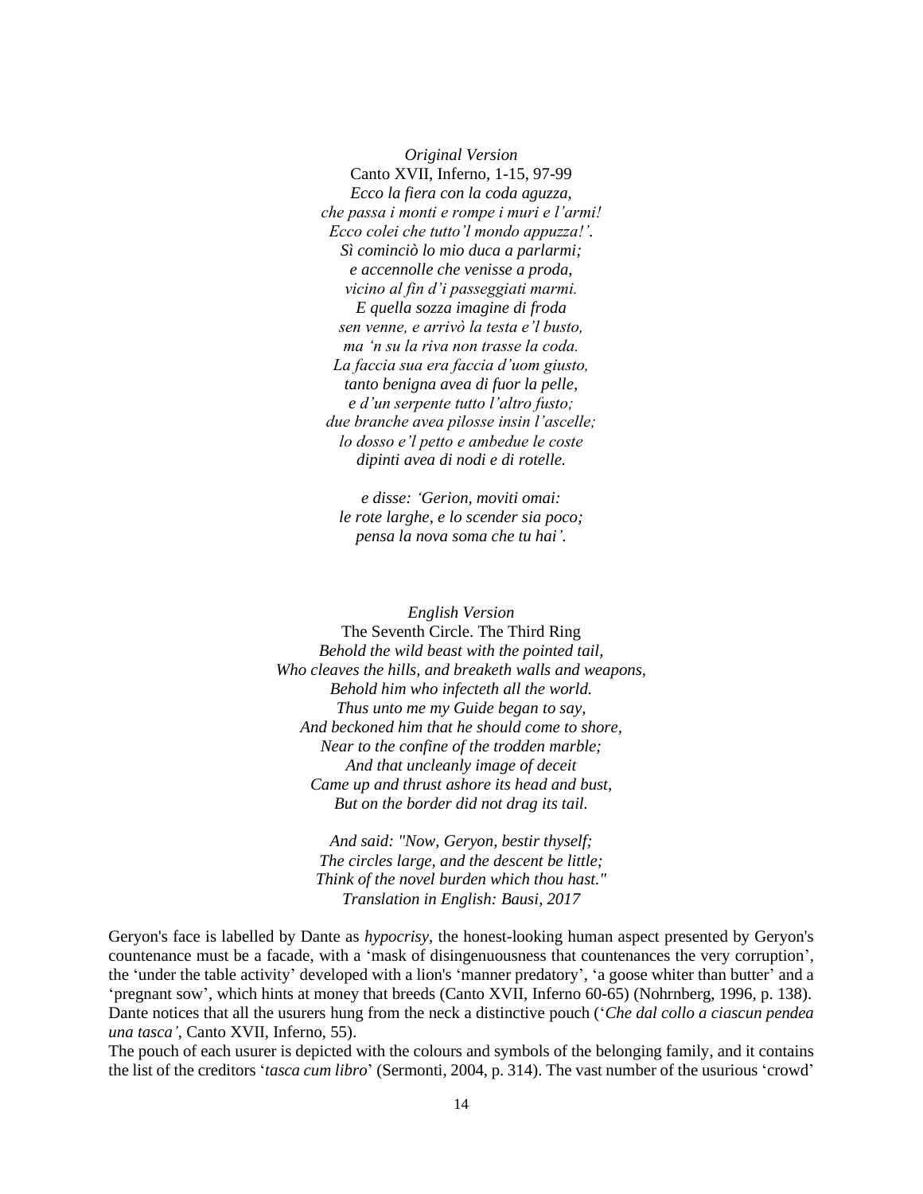*Original Version*
Canto XVII, Inferno, 1-15, 97-99
*Ecco la fiera con la coda aguzza,*
*che passa i monti e rompe i muri e l'armi!*
*Ecco colei che tutto'l mondo appuzza!'.*
*Sì cominciò lo mio duca a parlarmi;*
*e accennolle che venisse a proda,*
*vicino al fin d'i passeggiati marmi.*
*E quella sozza imagine di froda*
*sen venne, e arrivò la testa e'l busto,*
*ma 'n su la riva non trasse la coda.*
*La faccia sua era faccia d'uom giusto,*
*tanto benigna avea di fuor la pelle,*
*e d'un serpente tutto l'altro fusto;*
*due branche avea pilosse insin l'ascelle;*
*lo dosso e'l petto e ambedue le coste*
*dipinti avea di nodi e di rotelle.*

*e disse: 'Gerion, moviti omai:*
*le rote larghe, e lo scender sia poco;*
*pensa la nova soma che tu hai'.*

*English Version*
The Seventh Circle. The Third Ring
*Behold the wild beast with the pointed tail,*
*Who cleaves the hills, and breaketh walls and weapons,*
*Behold him who infecteth all the world.*
*Thus unto me my Guide began to say,*
*And beckoned him that he should come to shore,*
*Near to the confine of the trodden marble;*
*And that uncleanly image of deceit*
*Came up and thrust ashore its head and bust,*
*But on the border did not drag its tail.*

*And said: "Now, Geryon, bestir thyself;*
*The circles large, and the descent be little;*
*Think of the novel burden which thou hast."*
*Translation in English: Bausi, 2017*

Geryon's face is labelled by Dante as *hypocrisy*, the honest-looking human aspect presented by Geryon's countenance must be a facade, with a 'mask of disingenuousness that countenances the very corruption', the 'under the table activity' developed with a lion's 'manner predatory', 'a goose whiter than butter' and a 'pregnant sow', which hints at money that breeds (Canto XVII, Inferno 60-65) (Nohrnberg, 1996, p. 138). Dante notices that all the usurers hung from the neck a distinctive pouch ('*Che dal collo a ciascun pendea una tasca'*, Canto XVII, Inferno, 55).

The pouch of each usurer is depicted with the colours and symbols of the belonging family, and it contains the list of the creditors '*tasca cum libro*' (Sermonti, 2004, p. 314). The vast number of the usurious 'crowd'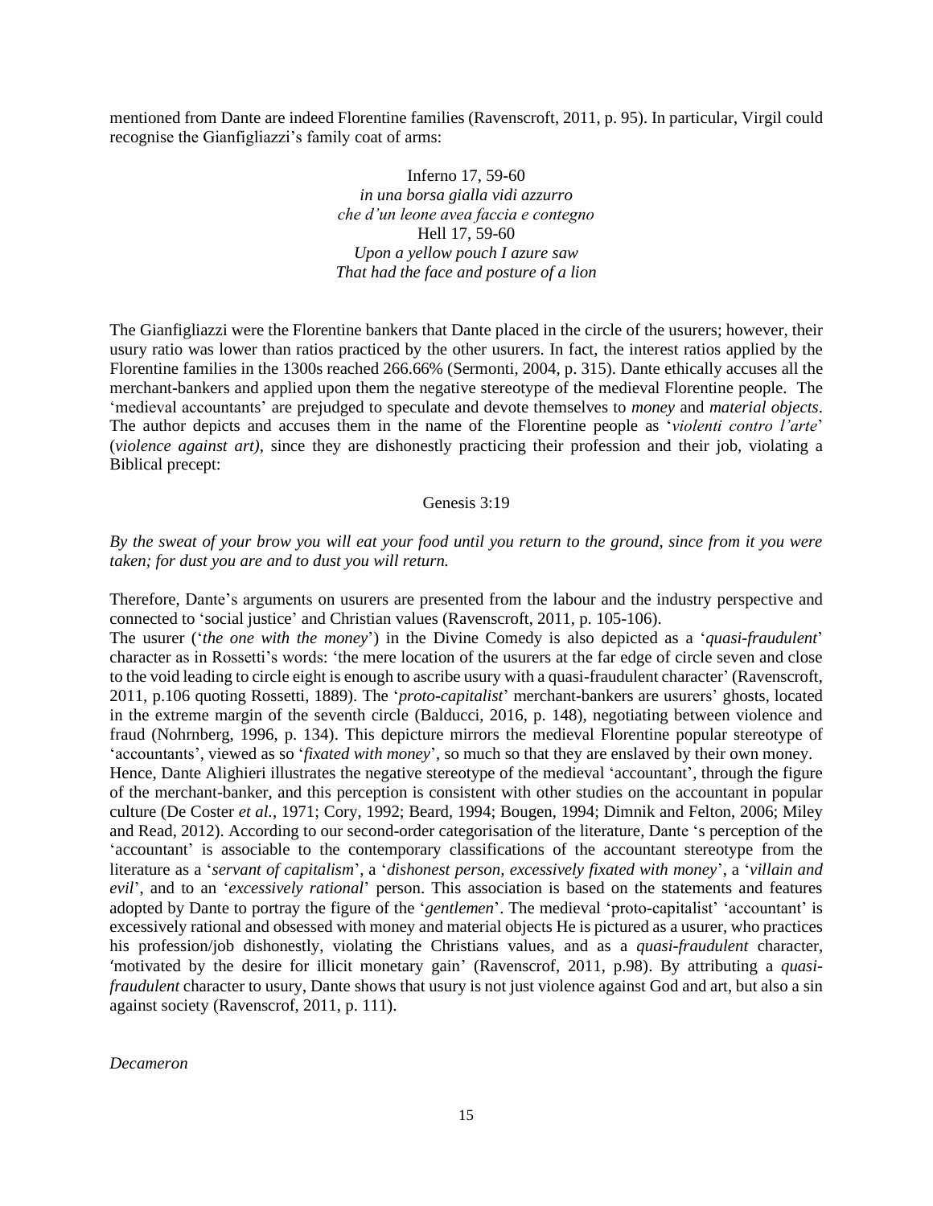mentioned from Dante are indeed Florentine families (Ravenscroft, 2011, p. 95). In particular, Virgil could recognise the Gianfigliazzi's family coat of arms:

Inferno 17, 59-60
*in una borsa gialla vidi azzurro*
*che d'un leone avea faccia e contegno*
Hell 17, 59-60
*Upon a yellow pouch I azure saw*
*That had the face and posture of a lion*

The Gianfigliazzi were the Florentine bankers that Dante placed in the circle of the usurers; however, their usury ratio was lower than ratios practiced by the other usurers. In fact, the interest ratios applied by the Florentine families in the 1300s reached 266.66% (Sermonti, 2004, p. 315). Dante ethically accuses all the merchant-bankers and applied upon them the negative stereotype of the medieval Florentine people. The 'medieval accountants' are prejudged to speculate and devote themselves to *money* and *material objects*. The author depicts and accuses them in the name of the Florentine people as '*violenti contro l'arte*' (*violence against art)*, since they are dishonestly practicing their profession and their job, violating a Biblical precept:

Genesis 3:19

*By the sweat of your brow you will eat your food until you return to the ground, since from it you were taken; for dust you are and to dust you will return.*

Therefore, Dante's arguments on usurers are presented from the labour and the industry perspective and connected to 'social justice' and Christian values (Ravenscroft, 2011, p. 105-106).

The usurer ('*the one with the money*') in the Divine Comedy is also depicted as a '*quasi-fraudulent*' character as in Rossetti's words: 'the mere location of the usurers at the far edge of circle seven and close to the void leading to circle eight is enough to ascribe usury with a quasi-fraudulent character' (Ravenscroft, 2011, p.106 quoting Rossetti, 1889). The '*proto-capitalist*' merchant-bankers are usurers' ghosts, located in the extreme margin of the seventh circle (Balducci, 2016, p. 148), negotiating between violence and fraud (Nohrnberg, 1996, p. 134). This depicture mirrors the medieval Florentine popular stereotype of 'accountants', viewed as so '*fixated with money*', so much so that they are enslaved by their own money.

Hence, Dante Alighieri illustrates the negative stereotype of the medieval 'accountant', through the figure of the merchant-banker, and this perception is consistent with other studies on the accountant in popular culture (De Coster *et al.*, 1971; Cory, 1992; Beard, 1994; Bougen, 1994; Dimnik and Felton, 2006; Miley and Read, 2012). According to our second-order categorisation of the literature, Dante 's perception of the 'accountant' is associable to the contemporary classifications of the accountant stereotype from the literature as a '*servant of capitalism*', a '*dishonest person, excessively fixated with money*', a '*villain and evil*', and to an '*excessively rational*' person. This association is based on the statements and features adopted by Dante to portray the figure of the '*gentlemen*'. The medieval 'proto-capitalist' 'accountant' is excessively rational and obsessed with money and material objects He is pictured as a usurer, who practices his profession/job dishonestly, violating the Christians values, and as a *quasi-fraudulent* character, 'motivated by the desire for illicit monetary gain' (Ravenscrof, 2011, p.98). By attributing a *quasi-fraudulent* character to usury, Dante shows that usury is not just violence against God and art, but also a sin against society (Ravenscrof, 2011, p. 111).

*Decameron*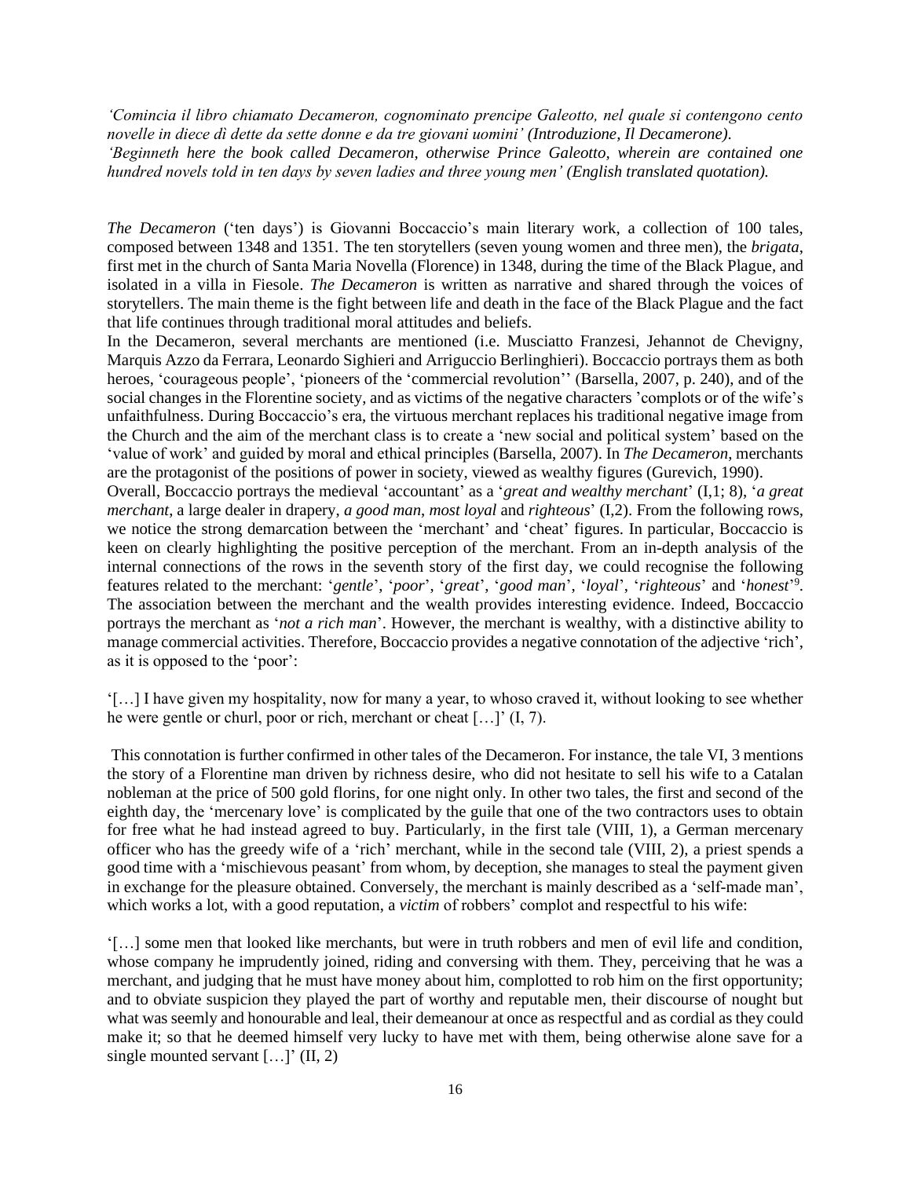*'Comincia il libro chiamato Decameron, cognominato prencipe Galeotto, nel quale si contengono cento novelle in diece dì dette da sette donne e da tre giovani uomini' (Introduzione, Il Decamerone).*
*'Beginneth here the book called Decameron, otherwise Prince Galeotto, wherein are contained one hundred novels told in ten days by seven ladies and three young men' (English translated quotation).*

*The Decameron* ('ten days') is Giovanni Boccaccio's main literary work, a collection of 100 tales, composed between 1348 and 1351. The ten storytellers (seven young women and three men), the *brigata*, first met in the church of Santa Maria Novella (Florence) in 1348, during the time of the Black Plague, and isolated in a villa in Fiesole. *The Decameron* is written as narrative and shared through the voices of storytellers. The main theme is the fight between life and death in the face of the Black Plague and the fact that life continues through traditional moral attitudes and beliefs.
In the Decameron, several merchants are mentioned (i.e. Musciatto Franzesi, Jehannot de Chevigny, Marquis Azzo da Ferrara, Leonardo Sighieri and Arriguccio Berlinghieri). Boccaccio portrays them as both heroes, 'courageous people', 'pioneers of the 'commercial revolution'' (Barsella, 2007, p. 240), and of the social changes in the Florentine society, and as victims of the negative characters 'complots or of the wife's unfaithfulness. During Boccaccio's era, the virtuous merchant replaces his traditional negative image from the Church and the aim of the merchant class is to create a 'new social and political system' based on the 'value of work' and guided by moral and ethical principles (Barsella, 2007). In *The Decameron*, merchants are the protagonist of the positions of power in society, viewed as wealthy figures (Gurevich, 1990).
Overall, Boccaccio portrays the medieval 'accountant' as a '*great and wealthy merchant*' (I,1; 8), '*a great merchant*, a large dealer in drapery, *a good man*, *most loyal* and *righteous*' (I,2). From the following rows, we notice the strong demarcation between the 'merchant' and 'cheat' figures. In particular, Boccaccio is keen on clearly highlighting the positive perception of the merchant. From an in-depth analysis of the internal connections of the rows in the seventh story of the first day, we could recognise the following features related to the merchant: '*gentle*', '*poor*', '*great*', '*good man*', '*loyal*', '*righteous*' and '*honest*'[9]. The association between the merchant and the wealth provides interesting evidence. Indeed, Boccaccio portrays the merchant as '*not a rich man*'. However, the merchant is wealthy, with a distinctive ability to manage commercial activities. Therefore, Boccaccio provides a negative connotation of the adjective 'rich', as it is opposed to the 'poor':

'[…] I have given my hospitality, now for many a year, to whoso craved it, without looking to see whether he were gentle or churl, poor or rich, merchant or cheat […]' (I, 7).

This connotation is further confirmed in other tales of the Decameron. For instance, the tale VI, 3 mentions the story of a Florentine man driven by richness desire, who did not hesitate to sell his wife to a Catalan nobleman at the price of 500 gold florins, for one night only. In other two tales, the first and second of the eighth day, the 'mercenary love' is complicated by the guile that one of the two contractors uses to obtain for free what he had instead agreed to buy. Particularly, in the first tale (VIII, 1), a German mercenary officer who has the greedy wife of a 'rich' merchant, while in the second tale (VIII, 2), a priest spends a good time with a 'mischievous peasant' from whom, by deception, she manages to steal the payment given in exchange for the pleasure obtained. Conversely, the merchant is mainly described as a 'self-made man', which works a lot, with a good reputation, a *victim* of robbers' complot and respectful to his wife:

'[…] some men that looked like merchants, but were in truth robbers and men of evil life and condition, whose company he imprudently joined, riding and conversing with them. They, perceiving that he was a merchant, and judging that he must have money about him, complotted to rob him on the first opportunity; and to obviate suspicion they played the part of worthy and reputable men, their discourse of nought but what was seemly and honourable and leal, their demeanour at once as respectful and as cordial as they could make it; so that he deemed himself very lucky to have met with them, being otherwise alone save for a single mounted servant […]' (II, 2)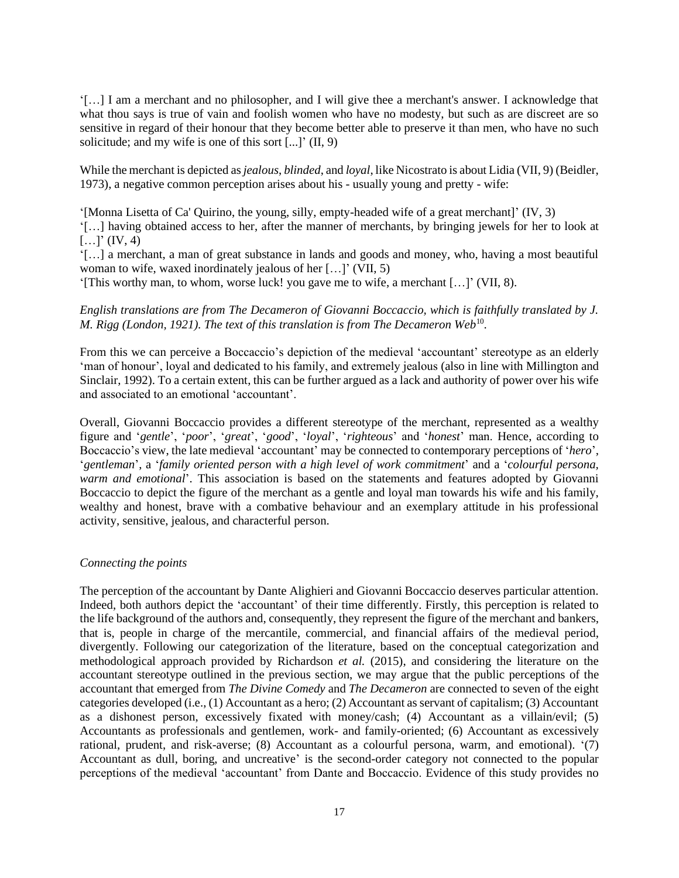'[…] I am a merchant and no philosopher, and I will give thee a merchant's answer. I acknowledge that what thou says is true of vain and foolish women who have no modesty, but such as are discreet are so sensitive in regard of their honour that they become better able to preserve it than men, who have no such solicitude; and my wife is one of this sort [...]' (II, 9)

While the merchant is depicted as *jealous*, *blinded*, and *loyal*, like Nicostrato is about Lidia (VII, 9) (Beidler, 1973), a negative common perception arises about his - usually young and pretty - wife:

'[Monna Lisetta of Ca' Quirino, the young, silly, empty-headed wife of a great merchant]' (IV, 3)
'[…] having obtained access to her, after the manner of merchants, by bringing jewels for her to look at […]' (IV, 4)
'[…] a merchant, a man of great substance in lands and goods and money, who, having a most beautiful woman to wife, waxed inordinately jealous of her […]' (VII, 5)
'[This worthy man, to whom, worse luck! you gave me to wife, a merchant […]' (VII, 8).

*English translations are from The Decameron of Giovanni Boccaccio, which is faithfully translated by J. M. Rigg (London, 1921). The text of this translation is from The Decameron Web*[10].

From this we can perceive a Boccaccio's depiction of the medieval 'accountant' stereotype as an elderly 'man of honour', loyal and dedicated to his family, and extremely jealous (also in line with Millington and Sinclair, 1992). To a certain extent, this can be further argued as a lack and authority of power over his wife and associated to an emotional 'accountant'.

Overall, Giovanni Boccaccio provides a different stereotype of the merchant, represented as a wealthy figure and '*gentle*', '*poor*', '*great*', '*good*', '*loyal*', '*righteous*' and '*honest*' man. Hence, according to Boccaccio's view, the late medieval 'accountant' may be connected to contemporary perceptions of '*hero*', '*gentleman*', a '*family oriented person with a high level of work commitment*' and a '*colourful persona, warm and emotional*'. This association is based on the statements and features adopted by Giovanni Boccaccio to depict the figure of the merchant as a gentle and loyal man towards his wife and his family, wealthy and honest, brave with a combative behaviour and an exemplary attitude in his professional activity, sensitive, jealous, and characterful person.

### *Connecting the points*

The perception of the accountant by Dante Alighieri and Giovanni Boccaccio deserves particular attention. Indeed, both authors depict the 'accountant' of their time differently. Firstly, this perception is related to the life background of the authors and, consequently, they represent the figure of the merchant and bankers, that is, people in charge of the mercantile, commercial, and financial affairs of the medieval period, divergently. Following our categorization of the literature, based on the conceptual categorization and methodological approach provided by Richardson *et al.* (2015), and considering the literature on the accountant stereotype outlined in the previous section, we may argue that the public perceptions of the accountant that emerged from *The Divine Comedy* and *The Decameron* are connected to seven of the eight categories developed (i.e., (1) Accountant as a hero; (2) Accountant as servant of capitalism; (3) Accountant as a dishonest person, excessively fixated with money/cash; (4) Accountant as a villain/evil; (5) Accountants as professionals and gentlemen, work- and family-oriented; (6) Accountant as excessively rational, prudent, and risk-averse; (8) Accountant as a colourful persona, warm, and emotional). '(7) Accountant as dull, boring, and uncreative' is the second-order category not connected to the popular perceptions of the medieval 'accountant' from Dante and Boccaccio. Evidence of this study provides no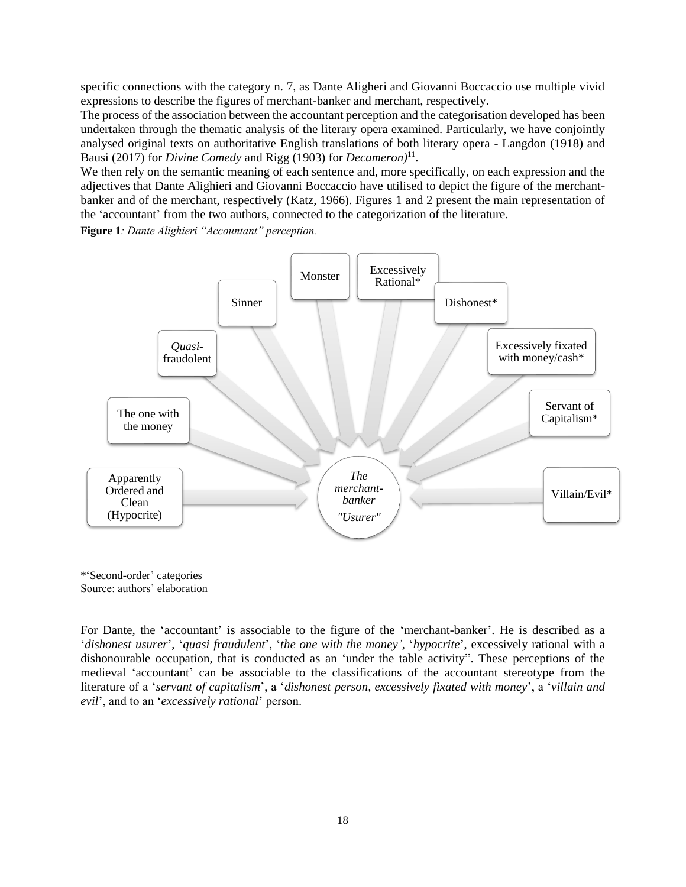specific connections with the category n. 7, as Dante Alighieri and Giovanni Boccaccio use multiple vivid expressions to describe the figures of merchant-banker and merchant, respectively.

The process of the association between the accountant perception and the categorisation developed has been undertaken through the thematic analysis of the literary opera examined. Particularly, we have conjointly analysed original texts on authoritative English translations of both literary opera - Langdon (1918) and Bausi (2017) for *Divine Comedy* and Rigg (1903) for *Decameron)*[11].

We then rely on the semantic meaning of each sentence and, more specifically, on each expression and the adjectives that Dante Alighieri and Giovanni Boccaccio have utilised to depict the figure of the merchant-banker and of the merchant, respectively (Katz, 1966). Figures 1 and 2 present the main representation of the 'accountant' from the two authors, connected to the categorization of the literature.

**Figure 1***: Dante Alighieri "Accountant" perception.*

Apparently Ordered and Clean (Hypocrite)

The one with the money

*Quasi*-fraudolent

Sinner

Monster

Excessively Rational*

Dishonest*

Excessively fixated with money/cash*

Servant of Capitalism*

Villain/Evil*

*The merchant-banker*

*"Usurer"*

*'Second-order' categories
Source: authors' elaboration

For Dante, the 'accountant' is associable to the figure of the 'merchant-banker'. He is described as a '*dishonest usurer*', '*quasi fraudulent*', '*the one with the money'*, '*hypocrite*', excessively rational with a dishonourable occupation, that is conducted as an 'under the table activity". These perceptions of the medieval 'accountant' can be associable to the classifications of the accountant stereotype from the literature of a '*servant of capitalism*', a '*dishonest person, excessively fixated with money*', a '*villain and evil*', and to an '*excessively rational*' person.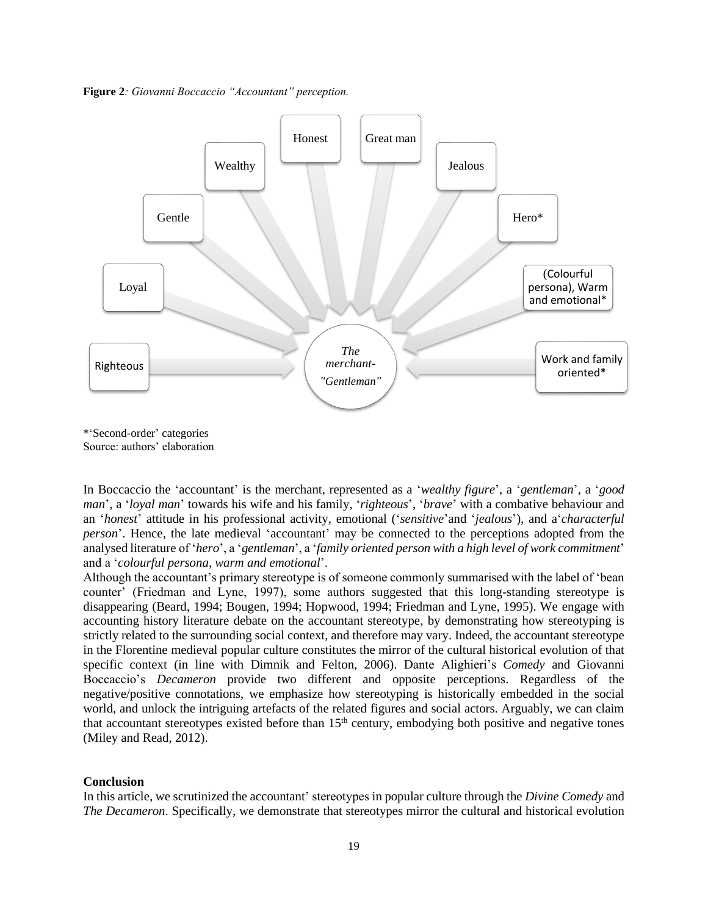**Figure 2***: Giovanni Boccaccio "Accountant" perception.*

Righteous

Loyal

Gentle

Wealthy

Honest

Great man

Jealous

Hero*

(Colourful persona), Warm and emotional*

Work and family oriented*

*The merchant- "Gentleman"*

*'Second-order' categories
Source: authors' elaboration

In Boccaccio the 'accountant' is the merchant, represented as a '*wealthy figure*', a '*gentleman*', a '*good man*', a '*loyal man*' towards his wife and his family, '*righteous*', '*brave*' with a combative behaviour and an '*honest*' attitude in his professional activity, emotional ('*sensitive*'and '*jealous*'), and a'*characterful person*'. Hence, the late medieval 'accountant' may be connected to the perceptions adopted from the analysed literature of '*hero*', a '*gentleman*', a '*family oriented person with a high level of work commitment*' and a '*colourful persona, warm and emotional*'.

Although the accountant's primary stereotype is of someone commonly summarised with the label of 'bean counter' (Friedman and Lyne, 1997), some authors suggested that this long-standing stereotype is disappearing (Beard, 1994; Bougen, 1994; Hopwood, 1994; Friedman and Lyne, 1995). We engage with accounting history literature debate on the accountant stereotype, by demonstrating how stereotyping is strictly related to the surrounding social context, and therefore may vary. Indeed, the accountant stereotype in the Florentine medieval popular culture constitutes the mirror of the cultural historical evolution of that specific context (in line with Dimnik and Felton, 2006). Dante Alighieri's *Comedy* and Giovanni Boccaccio's *Decameron* provide two different and opposite perceptions. Regardless of the negative/positive connotations, we emphasize how stereotyping is historically embedded in the social world, and unlock the intriguing artefacts of the related figures and social actors. Arguably, we can claim that accountant stereotypes existed before than 15th century, embodying both positive and negative tones (Miley and Read, 2012).

**Conclusion**

In this article, we scrutinized the accountant' stereotypes in popular culture through the *Divine Comedy* and *The Decameron*. Specifically, we demonstrate that stereotypes mirror the cultural and historical evolution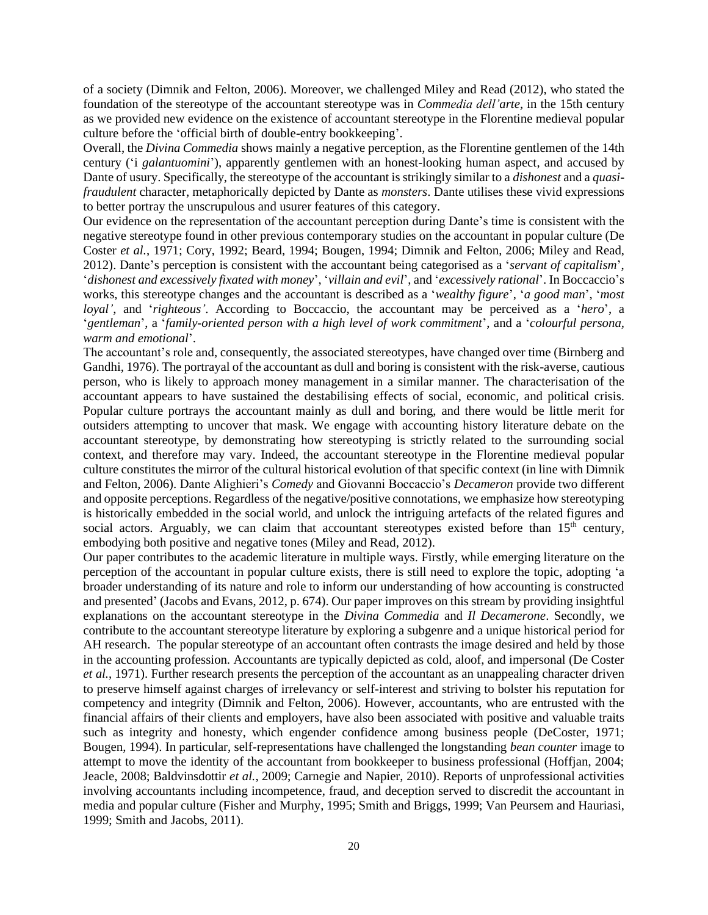of a society (Dimnik and Felton, 2006). Moreover, we challenged Miley and Read (2012), who stated the foundation of the stereotype of the accountant stereotype was in *Commedia dell'arte*, in the 15th century as we provided new evidence on the existence of accountant stereotype in the Florentine medieval popular culture before the 'official birth of double-entry bookkeeping'.

Overall, the *Divina Commedia* shows mainly a negative perception, as the Florentine gentlemen of the 14th century ('i *galantuomini*'), apparently gentlemen with an honest-looking human aspect, and accused by Dante of usury. Specifically, the stereotype of the accountant is strikingly similar to a *dishonest* and a *quasi-fraudulent* character, metaphorically depicted by Dante as *monsters*. Dante utilises these vivid expressions to better portray the unscrupulous and usurer features of this category.

Our evidence on the representation of the accountant perception during Dante's time is consistent with the negative stereotype found in other previous contemporary studies on the accountant in popular culture (De Coster *et al.*, 1971; Cory, 1992; Beard, 1994; Bougen, 1994; Dimnik and Felton, 2006; Miley and Read, 2012). Dante's perception is consistent with the accountant being categorised as a '*servant of capitalism*', '*dishonest and excessively fixated with money*', '*villain and evil*', and '*excessively rational*'. In Boccaccio's works, this stereotype changes and the accountant is described as a '*wealthy figure*', '*a good man*', '*most loyal'*, and '*righteous'*. According to Boccaccio, the accountant may be perceived as a '*hero*', a '*gentleman*', a '*family-oriented person with a high level of work commitment*', and a '*colourful persona, warm and emotional*'.

The accountant's role and, consequently, the associated stereotypes, have changed over time (Birnberg and Gandhi, 1976). The portrayal of the accountant as dull and boring is consistent with the risk-averse, cautious person, who is likely to approach money management in a similar manner. The characterisation of the accountant appears to have sustained the destabilising effects of social, economic, and political crisis. Popular culture portrays the accountant mainly as dull and boring, and there would be little merit for outsiders attempting to uncover that mask. We engage with accounting history literature debate on the accountant stereotype, by demonstrating how stereotyping is strictly related to the surrounding social context, and therefore may vary. Indeed, the accountant stereotype in the Florentine medieval popular culture constitutes the mirror of the cultural historical evolution of that specific context (in line with Dimnik and Felton, 2006). Dante Alighieri's *Comedy* and Giovanni Boccaccio's *Decameron* provide two different and opposite perceptions. Regardless of the negative/positive connotations, we emphasize how stereotyping is historically embedded in the social world, and unlock the intriguing artefacts of the related figures and social actors. Arguably, we can claim that accountant stereotypes existed before than 15th century, embodying both positive and negative tones (Miley and Read, 2012).

Our paper contributes to the academic literature in multiple ways. Firstly, while emerging literature on the perception of the accountant in popular culture exists, there is still need to explore the topic, adopting 'a broader understanding of its nature and role to inform our understanding of how accounting is constructed and presented' (Jacobs and Evans, 2012, p. 674). Our paper improves on this stream by providing insightful explanations on the accountant stereotype in the *Divina Commedia* and *Il Decamerone*. Secondly, we contribute to the accountant stereotype literature by exploring a subgenre and a unique historical period for AH research. The popular stereotype of an accountant often contrasts the image desired and held by those in the accounting profession. Accountants are typically depicted as cold, aloof, and impersonal (De Coster *et al.*, 1971). Further research presents the perception of the accountant as an unappealing character driven to preserve himself against charges of irrelevancy or self-interest and striving to bolster his reputation for competency and integrity (Dimnik and Felton, 2006). However, accountants, who are entrusted with the financial affairs of their clients and employers, have also been associated with positive and valuable traits such as integrity and honesty, which engender confidence among business people (DeCoster, 1971; Bougen, 1994). In particular, self-representations have challenged the longstanding *bean counter* image to attempt to move the identity of the accountant from bookkeeper to business professional (Hoffjan, 2004; Jeacle, 2008; Baldvinsdottir *et al.*, 2009; Carnegie and Napier, 2010). Reports of unprofessional activities involving accountants including incompetence, fraud, and deception served to discredit the accountant in media and popular culture (Fisher and Murphy, 1995; Smith and Briggs, 1999; Van Peursem and Hauriasi, 1999; Smith and Jacobs, 2011).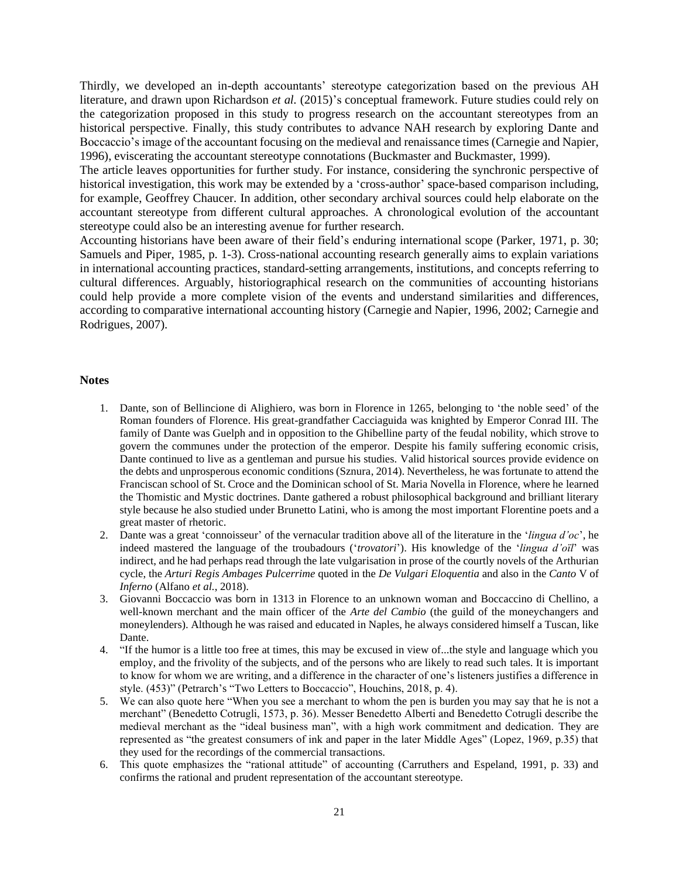Thirdly, we developed an in-depth accountants' stereotype categorization based on the previous AH literature, and drawn upon Richardson *et al.* (2015)'s conceptual framework. Future studies could rely on the categorization proposed in this study to progress research on the accountant stereotypes from an historical perspective. Finally, this study contributes to advance NAH research by exploring Dante and Boccaccio's image of the accountant focusing on the medieval and renaissance times (Carnegie and Napier, 1996), eviscerating the accountant stereotype connotations (Buckmaster and Buckmaster, 1999).

The article leaves opportunities for further study. For instance, considering the synchronic perspective of historical investigation, this work may be extended by a 'cross-author' space-based comparison including, for example, Geoffrey Chaucer. In addition, other secondary archival sources could help elaborate on the accountant stereotype from different cultural approaches. A chronological evolution of the accountant stereotype could also be an interesting avenue for further research.

Accounting historians have been aware of their field's enduring international scope (Parker, 1971, p. 30; Samuels and Piper, 1985, p. 1-3). Cross-national accounting research generally aims to explain variations in international accounting practices, standard-setting arrangements, institutions, and concepts referring to cultural differences. Arguably, historiographical research on the communities of accounting historians could help provide a more complete vision of the events and understand similarities and differences, according to comparative international accounting history (Carnegie and Napier, 1996, 2002; Carnegie and Rodrigues, 2007).

## Notes

1. Dante, son of Bellincione di Alighiero, was born in Florence in 1265, belonging to 'the noble seed' of the Roman founders of Florence. His great-grandfather Cacciaguida was knighted by Emperor Conrad III. The family of Dante was Guelph and in opposition to the Ghibelline party of the feudal nobility, which strove to govern the communes under the protection of the emperor. Despite his family suffering economic crisis, Dante continued to live as a gentleman and pursue his studies. Valid historical sources provide evidence on the debts and unprosperous economic conditions (Sznura, 2014). Nevertheless, he was fortunate to attend the Franciscan school of St. Croce and the Dominican school of St. Maria Novella in Florence, where he learned the Thomistic and Mystic doctrines. Dante gathered a robust philosophical background and brilliant literary style because he also studied under Brunetto Latini, who is among the most important Florentine poets and a great master of rhetoric.
2. Dante was a great 'connoisseur' of the vernacular tradition above all of the literature in the '*lingua d'oc*', he indeed mastered the language of the troubadours ('*trovatori*'). His knowledge of the '*lingua d'oïl*' was indirect, and he had perhaps read through the late vulgarisation in prose of the courtly novels of the Arthurian cycle, the *Arturi Regis Ambages Pulcerrime* quoted in the *De Vulgari Eloquentia* and also in the *Canto* V of *Inferno* (Alfano *et al.*, 2018).
3. Giovanni Boccaccio was born in 1313 in Florence to an unknown woman and Boccaccino di Chellino, a well-known merchant and the main officer of the *Arte del Cambio* (the guild of the moneychangers and moneylenders). Although he was raised and educated in Naples, he always considered himself a Tuscan, like Dante.
4. "If the humor is a little too free at times, this may be excused in view of...the style and language which you employ, and the frivolity of the subjects, and of the persons who are likely to read such tales. It is important to know for whom we are writing, and a difference in the character of one's listeners justifies a difference in style. (453)" (Petrarch's "Two Letters to Boccaccio", Houchins, 2018, p. 4).
5. We can also quote here "When you see a merchant to whom the pen is burden you may say that he is not a merchant" (Benedetto Cotrugli, 1573, p. 36). Messer Benedetto Alberti and Benedetto Cotrugli describe the medieval merchant as the "ideal business man", with a high work commitment and dedication. They are represented as "the greatest consumers of ink and paper in the later Middle Ages" (Lopez, 1969, p.35) that they used for the recordings of the commercial transactions.
6. This quote emphasizes the "rational attitude" of accounting (Carruthers and Espeland, 1991, p. 33) and confirms the rational and prudent representation of the accountant stereotype.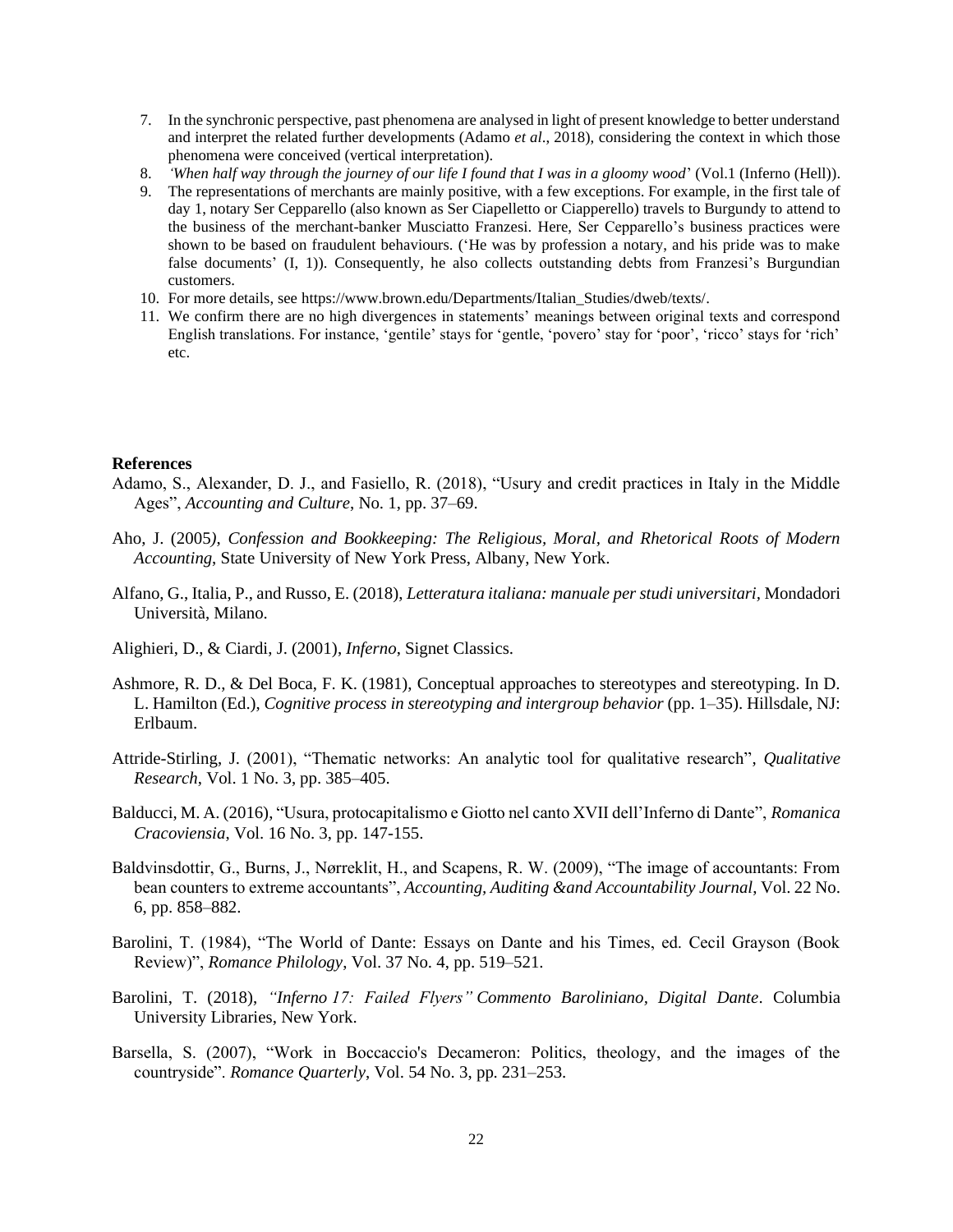7. In the synchronic perspective, past phenomena are analysed in light of present knowledge to better understand and interpret the related further developments (Adamo *et al*., 2018), considering the context in which those phenomena were conceived (vertical interpretation).
8. *'When half way through the journey of our life I found that I was in a gloomy wood*' (Vol.1 (Inferno (Hell)).
9. The representations of merchants are mainly positive, with a few exceptions. For example, in the first tale of day 1, notary Ser Cepparello (also known as Ser Ciapelletto or Ciapperello) travels to Burgundy to attend to the business of the merchant-banker Musciatto Franzesi. Here, Ser Cepparello's business practices were shown to be based on fraudulent behaviours. ('He was by profession a notary, and his pride was to make false documents' (I, 1)). Consequently, he also collects outstanding debts from Franzesi's Burgundian customers.
10. For more details, see https://www.brown.edu/Departments/Italian_Studies/dweb/texts/.
11. We confirm there are no high divergences in statements' meanings between original texts and correspond English translations. For instance, 'gentile' stays for 'gentle, 'povero' stay for 'poor', 'ricco' stays for 'rich' etc.

**References**

Adamo, S., Alexander, D. J., and Fasiello, R. (2018), "Usury and credit practices in Italy in the Middle Ages", *Accounting and Culture*, No. 1, pp. 37–69.

Aho, J. (2005*)*, *Confession and Bookkeeping: The Religious, Moral, and Rhetorical Roots of Modern Accounting*, State University of New York Press, Albany, New York.

Alfano, G., Italia, P., and Russo, E. (2018), *Letteratura italiana: manuale per studi universitari*, Mondadori Università, Milano.

Alighieri, D., & Ciardi, J. (2001), *Inferno*, Signet Classics.

Ashmore, R. D., & Del Boca, F. K. (1981), Conceptual approaches to stereotypes and stereotyping. In D. L. Hamilton (Ed.), *Cognitive process in stereotyping and intergroup behavior* (pp. 1–35). Hillsdale, NJ: Erlbaum.

Attride-Stirling, J. (2001), "Thematic networks: An analytic tool for qualitative research", *Qualitative Research*, Vol. 1 No. 3, pp. 385–405.

Balducci, M. A. (2016), "Usura, protocapitalismo e Giotto nel canto XVII dell'Inferno di Dante", *Romanica Cracoviensia*, Vol. 16 No. 3, pp. 147-155.

Baldvinsdottir, G., Burns, J., Nørreklit, H., and Scapens, R. W. (2009), "The image of accountants: From bean counters to extreme accountants", *Accounting, Auditing &and Accountability Journal*, Vol. 22 No. 6, pp. 858–882.

Barolini, T. (1984), "The World of Dante: Essays on Dante and his Times, ed. Cecil Grayson (Book Review)", *Romance Philology*, Vol. 37 No. 4, pp. 519–521.

Barolini, T. (2018), *"Inferno 17: Failed Flyers" Commento Baroliniano*, *Digital Dante*. Columbia University Libraries, New York.

Barsella, S. (2007), "Work in Boccaccio's Decameron: Politics, theology, and the images of the countryside". *Romance Quarterly*, Vol. 54 No. 3, pp. 231–253.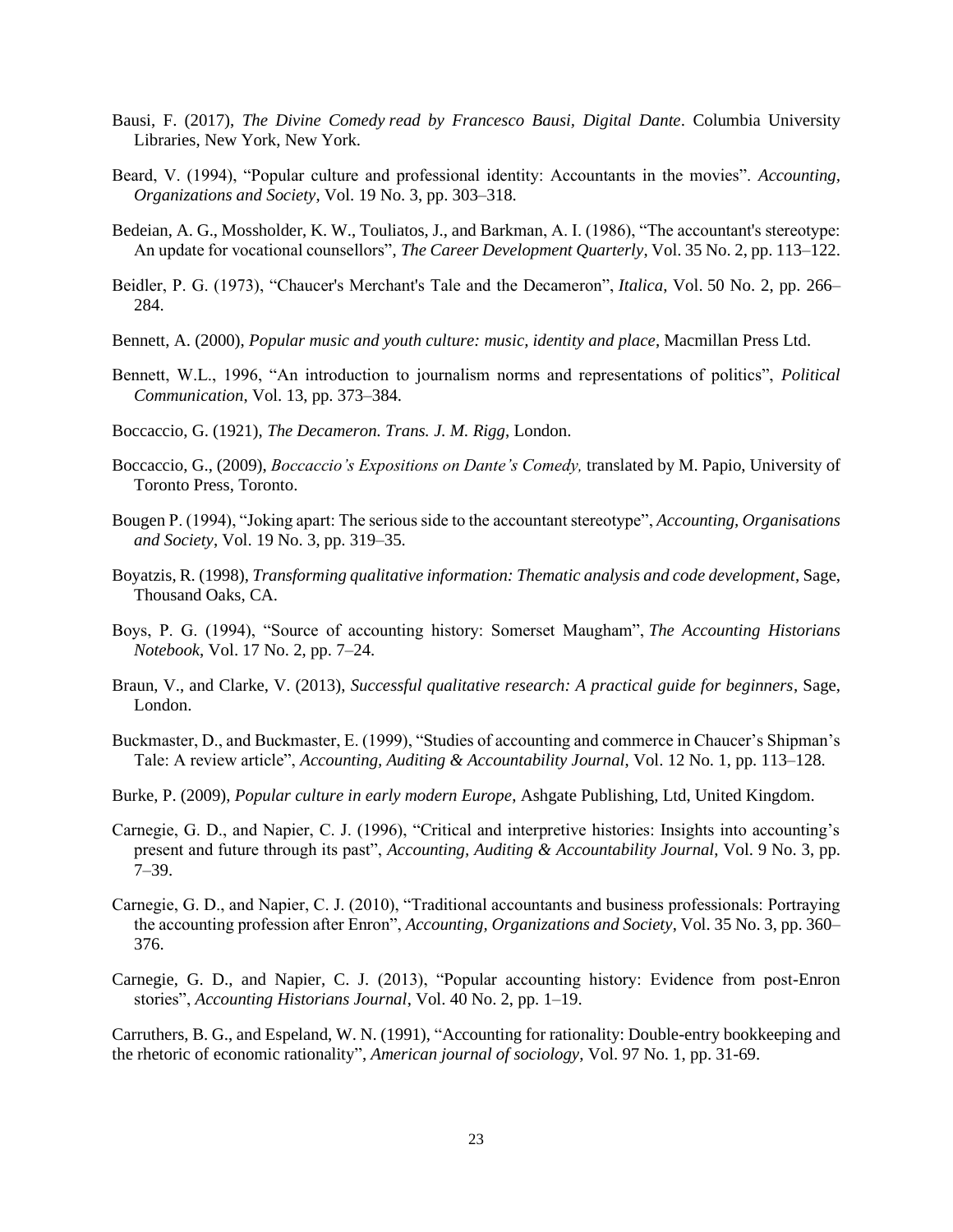Bausi, F. (2017), *The Divine Comedy read by Francesco Bausi, Digital Dante*. Columbia University Libraries, New York, New York.

Beard, V. (1994), "Popular culture and professional identity: Accountants in the movies". *Accounting, Organizations and Society*, Vol. 19 No. 3, pp. 303–318.

Bedeian, A. G., Mossholder, K. W., Touliatos, J., and Barkman, A. I. (1986), "The accountant's stereotype: An update for vocational counsellors", *The Career Development Quarterly*, Vol. 35 No. 2, pp. 113–122.

Beidler, P. G. (1973), "Chaucer's Merchant's Tale and the Decameron", *Italica*, Vol. 50 No. 2, pp. 266–284.

Bennett, A. (2000), *Popular music and youth culture: music, identity and place*, Macmillan Press Ltd.

Bennett, W.L., 1996, "An introduction to journalism norms and representations of politics", *Political Communication*, Vol. 13, pp. 373–384.

Boccaccio, G. (1921), *The Decameron. Trans. J. M. Rigg*, London.

Boccaccio, G., (2009), *Boccaccio's Expositions on Dante's Comedy,* translated by M. Papio, University of Toronto Press, Toronto.

Bougen P. (1994), "Joking apart: The serious side to the accountant stereotype", *Accounting, Organisations and Society*, Vol. 19 No. 3, pp. 319–35.

Boyatzis, R. (1998), *Transforming qualitative information: Thematic analysis and code development*, Sage, Thousand Oaks, CA.

Boys, P. G. (1994), "Source of accounting history: Somerset Maugham", *The Accounting Historians Notebook*, Vol. 17 No. 2, pp. 7–24.

Braun, V., and Clarke, V. (2013), *Successful qualitative research: A practical guide for beginners*, Sage, London.

Buckmaster, D., and Buckmaster, E. (1999), "Studies of accounting and commerce in Chaucer's Shipman's Tale: A review article", *Accounting, Auditing & Accountability Journal*, Vol. 12 No. 1, pp. 113–128.

Burke, P. (2009), *Popular culture in early modern Europe*, Ashgate Publishing, Ltd, United Kingdom.

Carnegie, G. D., and Napier, C. J. (1996), "Critical and interpretive histories: Insights into accounting's present and future through its past", *Accounting, Auditing & Accountability Journal*, Vol. 9 No. 3, pp. 7–39.

Carnegie, G. D., and Napier, C. J. (2010), "Traditional accountants and business professionals: Portraying the accounting profession after Enron", *Accounting, Organizations and Society*, Vol. 35 No. 3, pp. 360–376.

Carnegie, G. D., and Napier, C. J. (2013), "Popular accounting history: Evidence from post-Enron stories", *Accounting Historians Journal*, Vol. 40 No. 2, pp. 1–19.

Carruthers, B. G., and Espeland, W. N. (1991), "Accounting for rationality: Double-entry bookkeeping and the rhetoric of economic rationality", *American journal of sociology,* Vol. 97 No. 1, pp. 31-69.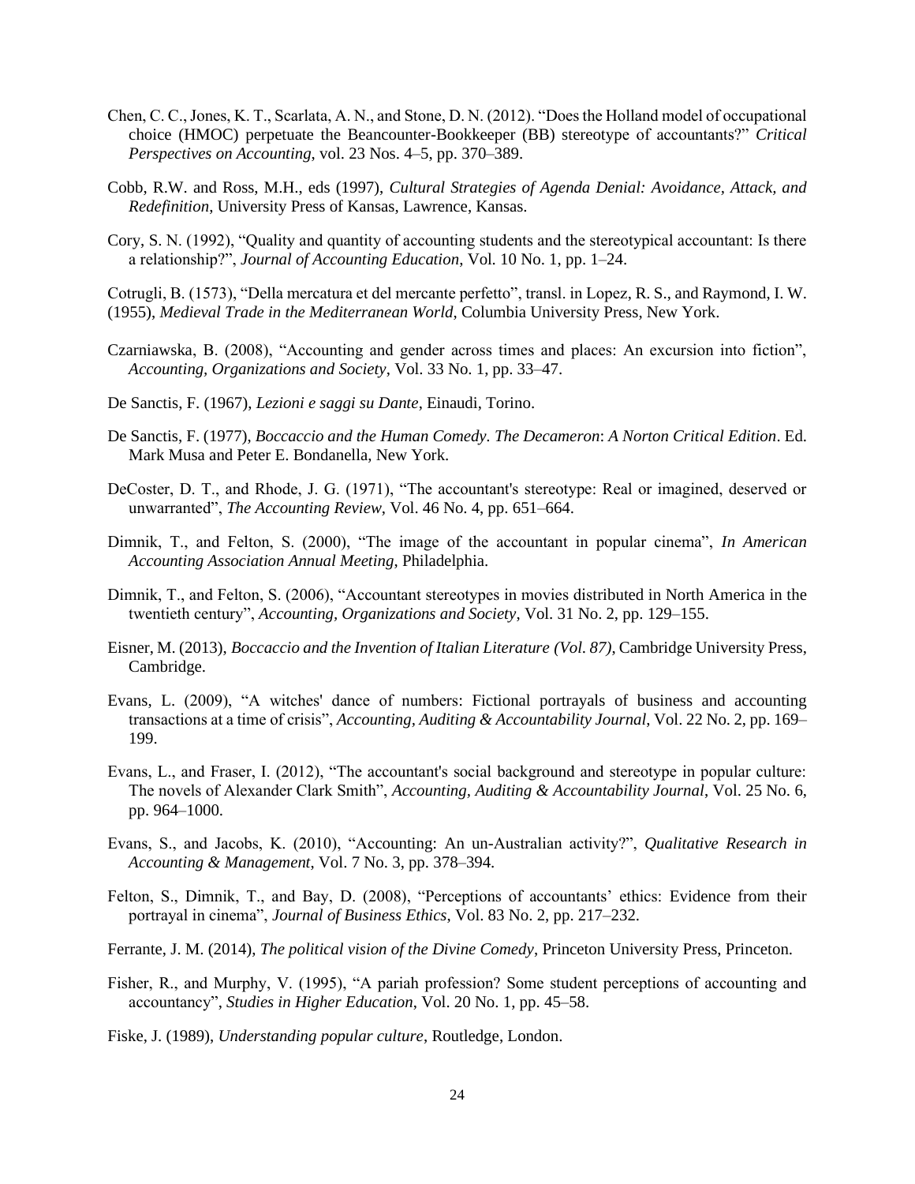Chen, C. C., Jones, K. T., Scarlata, A. N., and Stone, D. N. (2012). "Does the Holland model of occupational choice (HMOC) perpetuate the Beancounter-Bookkeeper (BB) stereotype of accountants?" *Critical Perspectives on Accounting*, vol. 23 Nos. 4–5, pp. 370–389.

Cobb, R.W. and Ross, M.H., eds (1997), *Cultural Strategies of Agenda Denial: Avoidance, Attack, and Redefinition*, University Press of Kansas, Lawrence, Kansas.

Cory, S. N. (1992), "Quality and quantity of accounting students and the stereotypical accountant: Is there a relationship?", *Journal of Accounting Education*, Vol. 10 No. 1, pp. 1–24.

Cotrugli, B. (1573), "Della mercatura et del mercante perfetto", transl. in Lopez, R. S., and Raymond, I. W. (1955), *Medieval Trade in the Mediterranean World*, Columbia University Press, New York.

Czarniawska, B. (2008), "Accounting and gender across times and places: An excursion into fiction", *Accounting, Organizations and Society*, Vol. 33 No. 1, pp. 33–47.

De Sanctis, F. (1967), *Lezioni e saggi su Dante*, Einaudi, Torino.

De Sanctis, F. (1977), *Boccaccio and the Human Comedy. The Decameron*: *A Norton Critical Edition*. Ed. Mark Musa and Peter E. Bondanella, New York.

DeCoster, D. T., and Rhode, J. G. (1971), "The accountant's stereotype: Real or imagined, deserved or unwarranted", *The Accounting Review*, Vol. 46 No. 4, pp. 651–664.

Dimnik, T., and Felton, S. (2000), "The image of the accountant in popular cinema", *In American Accounting Association Annual Meeting*, Philadelphia.

Dimnik, T., and Felton, S. (2006), "Accountant stereotypes in movies distributed in North America in the twentieth century", *Accounting, Organizations and Society*, Vol. 31 No. 2, pp. 129–155.

Eisner, M. (2013), *Boccaccio and the Invention of Italian Literature (Vol. 87)*, Cambridge University Press, Cambridge.

Evans, L. (2009), "A witches' dance of numbers: Fictional portrayals of business and accounting transactions at a time of crisis", *Accounting, Auditing & Accountability Journal*, Vol. 22 No. 2, pp. 169–199.

Evans, L., and Fraser, I. (2012), "The accountant's social background and stereotype in popular culture: The novels of Alexander Clark Smith", *Accounting, Auditing & Accountability Journal*, Vol. 25 No. 6, pp. 964–1000.

Evans, S., and Jacobs, K. (2010), "Accounting: An un-Australian activity?", *Qualitative Research in Accounting & Management*, Vol. 7 No. 3, pp. 378–394.

Felton, S., Dimnik, T., and Bay, D. (2008), "Perceptions of accountants' ethics: Evidence from their portrayal in cinema", *Journal of Business Ethics*, Vol. 83 No. 2, pp. 217–232.

Ferrante, J. M. (2014), *The political vision of the Divine Comedy*, Princeton University Press, Princeton.

Fisher, R., and Murphy, V. (1995), "A pariah profession? Some student perceptions of accounting and accountancy", *Studies in Higher Education*, Vol. 20 No. 1, pp. 45–58.

Fiske, J. (1989), *Understanding popular culture*, Routledge, London.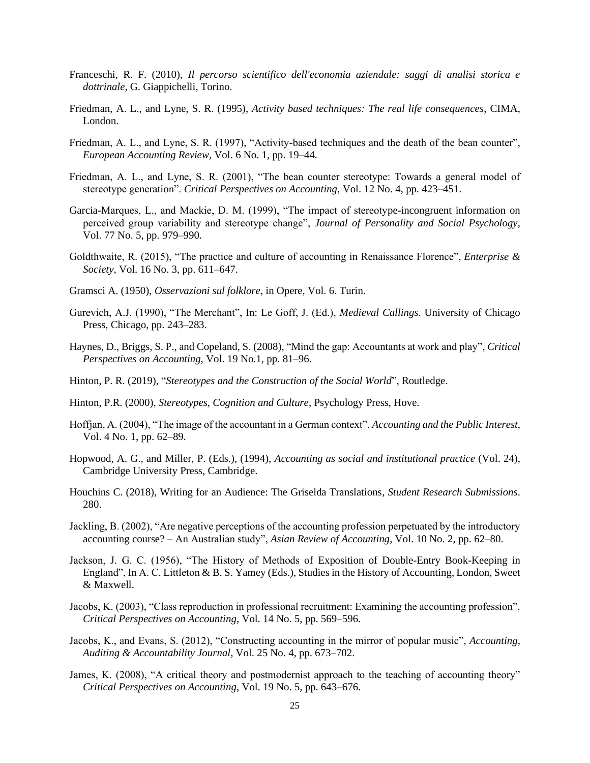Franceschi, R. F. (2010), *Il percorso scientifico dell'economia aziendale: saggi di analisi storica e dottrinale*, G. Giappichelli, Torino.

Friedman, A. L., and Lyne, S. R. (1995), *Activity based techniques: The real life consequences*, CIMA, London.

Friedman, A. L., and Lyne, S. R. (1997), "Activity-based techniques and the death of the bean counter", *European Accounting Review*, Vol. 6 No. 1, pp. 19–44.

Friedman, A. L., and Lyne, S. R. (2001), "The bean counter stereotype: Towards a general model of stereotype generation". *Critical Perspectives on Accounting*, Vol. 12 No. 4, pp. 423–451.

Garcia-Marques, L., and Mackie, D. M. (1999), "The impact of stereotype-incongruent information on perceived group variability and stereotype change", *Journal of Personality and Social Psychology*, Vol. 77 No. 5, pp. 979–990.

Goldthwaite, R. (2015), "The practice and culture of accounting in Renaissance Florence", *Enterprise & Society*, Vol. 16 No. 3, pp. 611–647.

Gramsci A. (1950), *Osservazioni sul folklore*, in Opere, Vol. 6. Turin.

Gurevich, A.J. (1990), "The Merchant", In: Le Goff, J. (Ed.), *Medieval Callings*. University of Chicago Press, Chicago, pp. 243–283.

Haynes, D., Briggs, S. P., and Copeland, S. (2008), "Mind the gap: Accountants at work and play", *Critical Perspectives on Accounting*, Vol. 19 No.1, pp. 81–96.

Hinton, P. R. (2019), "*Stereotypes and the Construction of the Social World*", Routledge.

Hinton, P.R. (2000), *Stereotypes, Cognition and Culture*, Psychology Press, Hove.

Hoffjan, A. (2004), "The image of the accountant in a German context", *Accounting and the Public Interest*, Vol. 4 No. 1, pp. 62–89.

Hopwood, A. G., and Miller, P. (Eds.), (1994), *Accounting as social and institutional practice* (Vol. 24), Cambridge University Press, Cambridge.

Houchins C. (2018), Writing for an Audience: The Griselda Translations, *Student Research Submissions*. 280.

Jackling, B. (2002), "Are negative perceptions of the accounting profession perpetuated by the introductory accounting course? – An Australian study", *Asian Review of Accounting*, Vol. 10 No. 2, pp. 62–80.

Jackson, J. G. C. (1956), "The History of Methods of Exposition of Double-Entry Book-Keeping in England", In A. C. Littleton & B. S. Yamey (Eds.), Studies in the History of Accounting, London, Sweet & Maxwell.

Jacobs, K. (2003), "Class reproduction in professional recruitment: Examining the accounting profession", *Critical Perspectives on Accounting*, Vol. 14 No. 5, pp. 569–596.

Jacobs, K., and Evans, S. (2012), "Constructing accounting in the mirror of popular music", *Accounting, Auditing & Accountability Journal*, Vol. 25 No. 4, pp. 673–702.

James, K. (2008), "A critical theory and postmodernist approach to the teaching of accounting theory" *Critical Perspectives on Accounting*, Vol. 19 No. 5, pp. 643–676.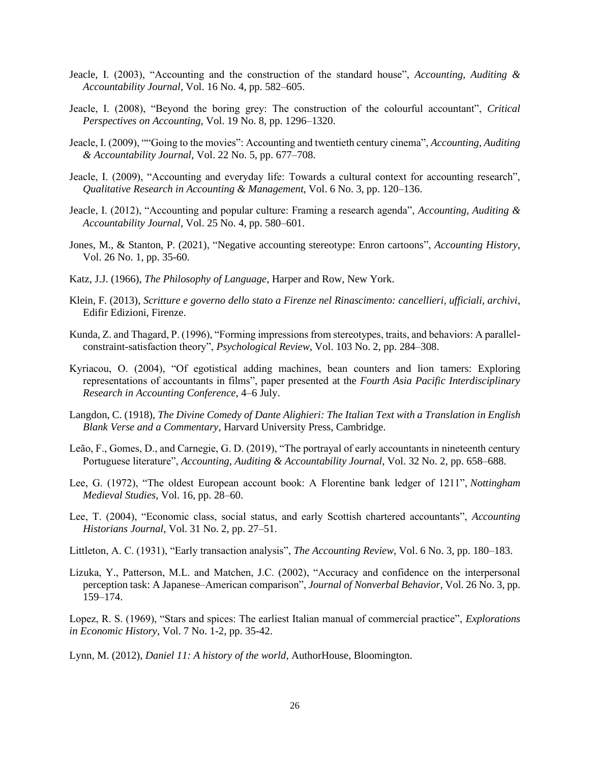Jeacle, I. (2003), "Accounting and the construction of the standard house", *Accounting, Auditing & Accountability Journal*, Vol. 16 No. 4, pp. 582–605.

Jeacle, I. (2008), "Beyond the boring grey: The construction of the colourful accountant", *Critical Perspectives on Accounting*, Vol. 19 No. 8, pp. 1296–1320.

Jeacle, I. (2009), ""Going to the movies": Accounting and twentieth century cinema", *Accounting, Auditing & Accountability Journal*, Vol. 22 No. 5, pp. 677–708.

Jeacle, I. (2009), "Accounting and everyday life: Towards a cultural context for accounting research", *Qualitative Research in Accounting & Management*, Vol. 6 No. 3, pp. 120–136.

Jeacle, I. (2012), "Accounting and popular culture: Framing a research agenda", *Accounting, Auditing & Accountability Journal*, Vol. 25 No. 4, pp. 580–601.

Jones, M., & Stanton, P. (2021), "Negative accounting stereotype: Enron cartoons", *Accounting History*, Vol. 26 No. 1, pp. 35-60.

Katz, J.J. (1966), *The Philosophy of Language*, Harper and Row, New York.

Klein, F. (2013), *Scritture e governo dello stato a Firenze nel Rinascimento: cancellieri, ufficiali, archivi*, Edifir Edizioni, Firenze.

Kunda, Z. and Thagard, P. (1996), "Forming impressions from stereotypes, traits, and behaviors: A parallel-constraint-satisfaction theory", *Psychological Review*, Vol. 103 No. 2, pp. 284–308.

Kyriacou, O. (2004), "Of egotistical adding machines, bean counters and lion tamers: Exploring representations of accountants in films", paper presented at the *Fourth Asia Pacific Interdisciplinary Research in Accounting Conference*, 4–6 July.

Langdon, C. (1918), *The Divine Comedy of Dante Alighieri: The Italian Text with a Translation in English Blank Verse and a Commentary*, Harvard University Press, Cambridge.

Leão, F., Gomes, D., and Carnegie, G. D. (2019), "The portrayal of early accountants in nineteenth century Portuguese literature", *Accounting, Auditing & Accountability Journal*, Vol. 32 No. 2, pp. 658–688.

Lee, G. (1972), "The oldest European account book: A Florentine bank ledger of 1211", *Nottingham Medieval Studies*, Vol. 16, pp. 28–60.

Lee, T. (2004), "Economic class, social status, and early Scottish chartered accountants", *Accounting Historians Journal*, Vol. 31 No. 2, pp. 27–51.

Littleton, A. C. (1931), "Early transaction analysis", *The Accounting Review*, Vol. 6 No. 3, pp. 180–183.

Lizuka, Y., Patterson, M.L. and Matchen, J.C. (2002), "Accuracy and confidence on the interpersonal perception task: A Japanese–American comparison", *Journal of Nonverbal Behavior*, Vol. 26 No. 3, pp. 159–174.

Lopez, R. S. (1969), "Stars and spices: The earliest Italian manual of commercial practice", *Explorations in Economic History*, Vol. 7 No. 1-2, pp. 35-42.

Lynn, M. (2012), *Daniel 11: A history of the world*, AuthorHouse, Bloomington.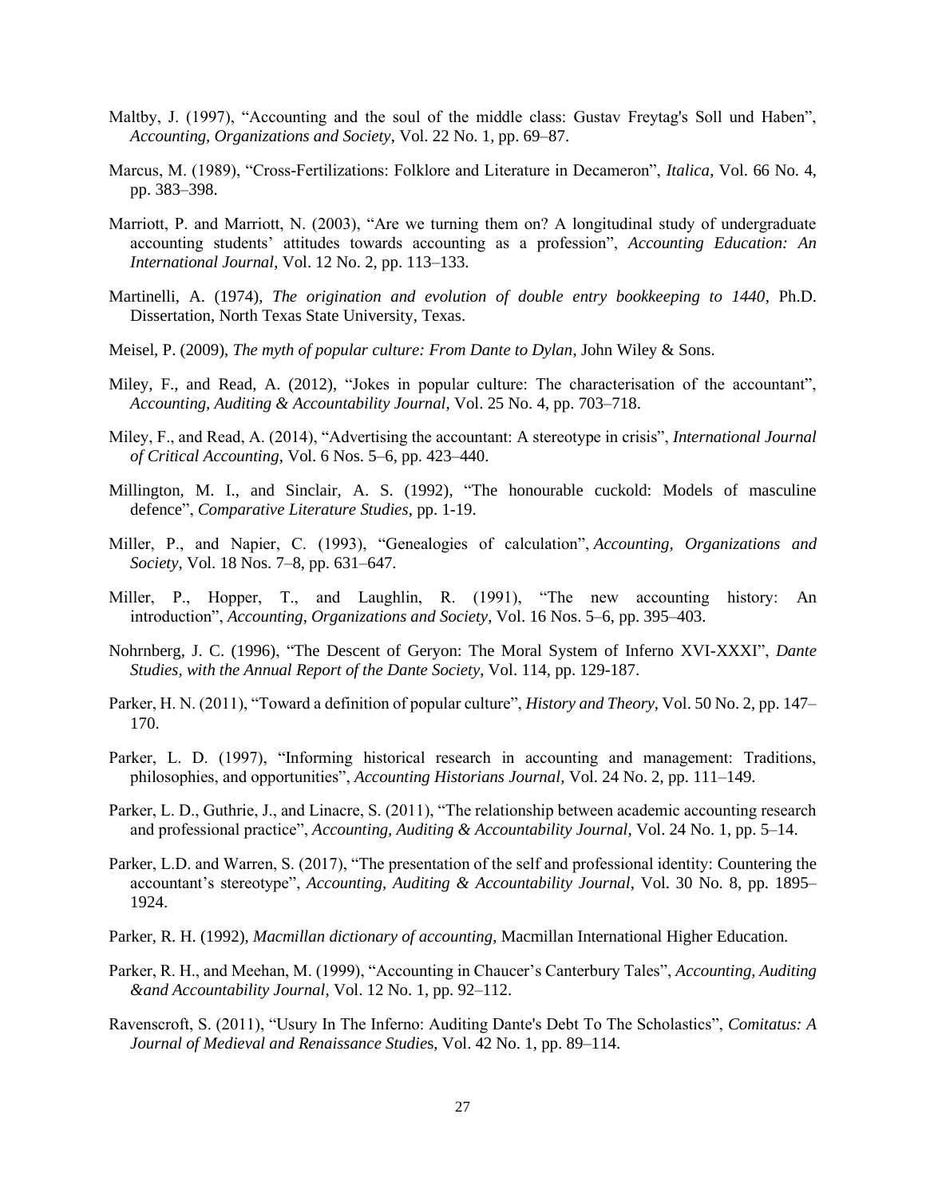Maltby, J. (1997), "Accounting and the soul of the middle class: Gustav Freytag's Soll und Haben", *Accounting, Organizations and Society*, Vol. 22 No. 1, pp. 69–87.

Marcus, M. (1989), "Cross-Fertilizations: Folklore and Literature in Decameron", *Italica*, Vol. 66 No. 4, pp. 383–398.

Marriott, P. and Marriott, N. (2003), "Are we turning them on? A longitudinal study of undergraduate accounting students' attitudes towards accounting as a profession", *Accounting Education: An International Journal*, Vol. 12 No. 2, pp. 113–133.

Martinelli, A. (1974), *The origination and evolution of double entry bookkeeping to 1440*, Ph.D. Dissertation, North Texas State University, Texas.

Meisel, P. (2009), *The myth of popular culture: From Dante to Dylan*, John Wiley & Sons.

Miley, F., and Read, A. (2012), "Jokes in popular culture: The characterisation of the accountant", *Accounting, Auditing & Accountability Journal*, Vol. 25 No. 4, pp. 703–718.

Miley, F., and Read, A. (2014), "Advertising the accountant: A stereotype in crisis", *International Journal of Critical Accounting*, Vol. 6 Nos. 5–6, pp. 423–440.

Millington, M. I., and Sinclair, A. S. (1992), "The honourable cuckold: Models of masculine defence", *Comparative Literature Studies*, pp. 1-19.

Miller, P., and Napier, C. (1993), "Genealogies of calculation", *Accounting, Organizations and Society*, Vol. 18 Nos. 7–8, pp. 631–647.

Miller, P., Hopper, T., and Laughlin, R. (1991), "The new accounting history: An introduction", *Accounting, Organizations and Society*, Vol. 16 Nos. 5–6, pp. 395–403.

Nohrnberg, J. C. (1996), "The Descent of Geryon: The Moral System of Inferno XVI-XXXI", *Dante Studies, with the Annual Report of the Dante Society*, Vol. 114, pp. 129-187.

Parker, H. N. (2011), "Toward a definition of popular culture", *History and Theory*, Vol. 50 No. 2, pp. 147–170.

Parker, L. D. (1997), "Informing historical research in accounting and management: Traditions, philosophies, and opportunities", *Accounting Historians Journal*, Vol. 24 No. 2, pp. 111–149.

Parker, L. D., Guthrie, J., and Linacre, S. (2011), "The relationship between academic accounting research and professional practice", *Accounting, Auditing & Accountability Journal*, Vol. 24 No. 1, pp. 5–14.

Parker, L.D. and Warren, S. (2017), "The presentation of the self and professional identity: Countering the accountant's stereotype", *Accounting, Auditing & Accountability Journal*, Vol. 30 No. 8, pp. 1895–1924.

Parker, R. H. (1992), *Macmillan dictionary of accounting*, Macmillan International Higher Education.

Parker, R. H., and Meehan, M. (1999), "Accounting in Chaucer's Canterbury Tales", *Accounting, Auditing &and Accountability Journal*, Vol. 12 No. 1, pp. 92–112.

Ravenscroft, S. (2011), "Usury In The Inferno: Auditing Dante's Debt To The Scholastics", *Comitatus: A Journal of Medieval and Renaissance Studies*, Vol. 42 No. 1, pp. 89–114.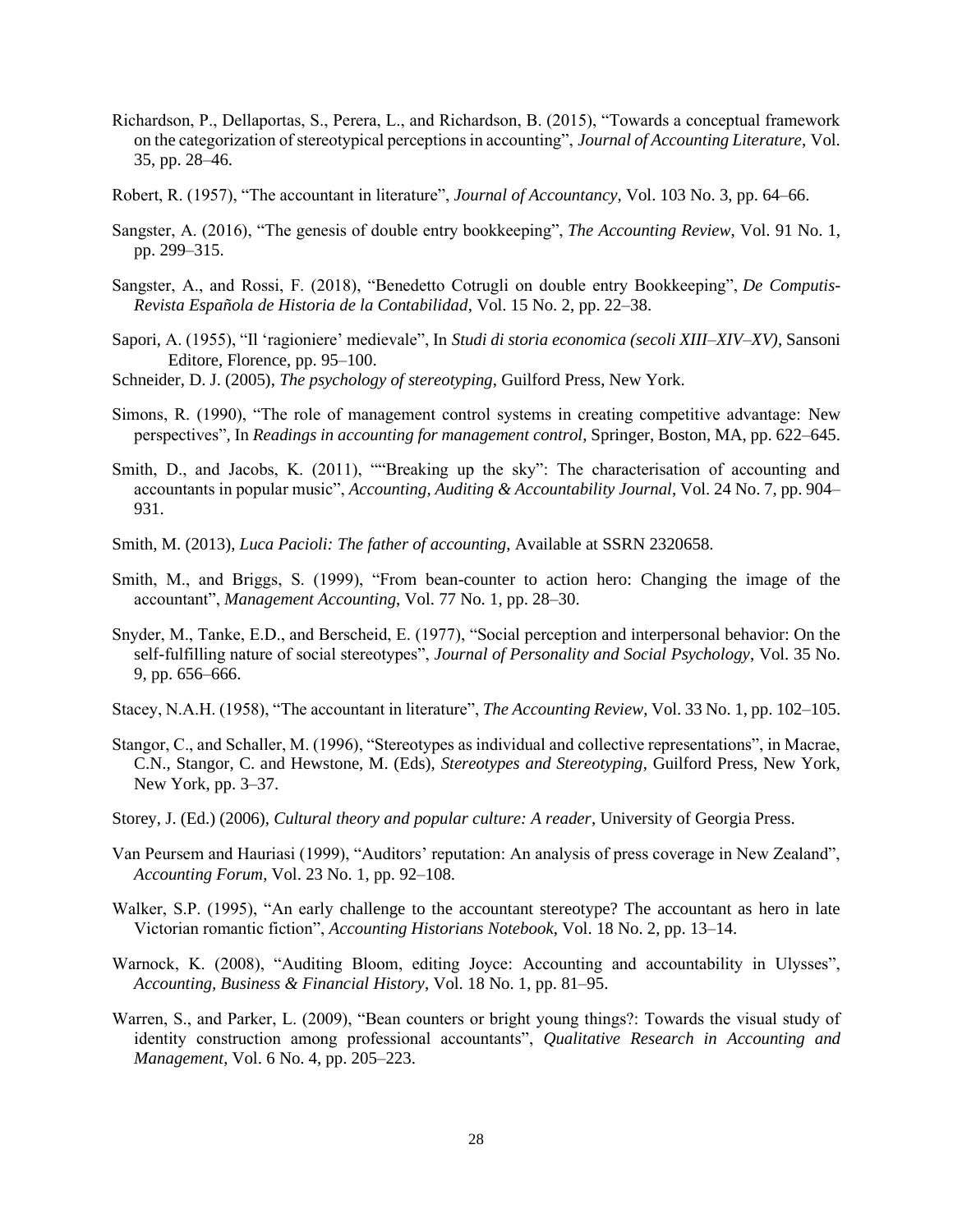Richardson, P., Dellaportas, S., Perera, L., and Richardson, B. (2015), "Towards a conceptual framework on the categorization of stereotypical perceptions in accounting", *Journal of Accounting Literature*, Vol. 35, pp. 28–46.

Robert, R. (1957), "The accountant in literature", *Journal of Accountancy*, Vol. 103 No. 3, pp. 64–66.

Sangster, A. (2016), "The genesis of double entry bookkeeping", *The Accounting Review*, Vol. 91 No. 1, pp. 299–315.

Sangster, A., and Rossi, F. (2018), "Benedetto Cotrugli on double entry Bookkeeping", *De Computis-Revista Española de Historia de la Contabilidad*, Vol. 15 No. 2, pp. 22–38.

Sapori, A. (1955), "Il 'ragioniere' medievale", In *Studi di storia economica (secoli XIII–XIV–XV)*, Sansoni Editore, Florence, pp. 95–100.

Schneider, D. J. (2005), *The psychology of stereotyping*, Guilford Press, New York.

Simons, R. (1990), "The role of management control systems in creating competitive advantage: New perspectives", In *Readings in accounting for management control*, Springer, Boston, MA, pp. 622–645.

Smith, D., and Jacobs, K. (2011), ""Breaking up the sky": The characterisation of accounting and accountants in popular music", *Accounting, Auditing & Accountability Journal*, Vol. 24 No. 7, pp. 904–931.

Smith, M. (2013), *Luca Pacioli: The father of accounting*, Available at SSRN 2320658.

Smith, M., and Briggs, S. (1999), "From bean-counter to action hero: Changing the image of the accountant", *Management Accounting*, Vol. 77 No. 1, pp. 28–30.

Snyder, M., Tanke, E.D., and Berscheid, E. (1977), "Social perception and interpersonal behavior: On the self-fulfilling nature of social stereotypes", *Journal of Personality and Social Psychology*, Vol. 35 No. 9, pp. 656–666.

Stacey, N.A.H. (1958), "The accountant in literature", *The Accounting Review*, Vol. 33 No. 1, pp. 102–105.

Stangor, C., and Schaller, M. (1996), "Stereotypes as individual and collective representations", in Macrae, C.N., Stangor, C. and Hewstone, M. (Eds), *Stereotypes and Stereotyping*, Guilford Press, New York, New York, pp. 3–37.

Storey, J. (Ed.) (2006), *Cultural theory and popular culture: A reader*, University of Georgia Press.

Van Peursem and Hauriasi (1999), "Auditors' reputation: An analysis of press coverage in New Zealand", *Accounting Forum*, Vol. 23 No. 1, pp. 92–108.

Walker, S.P. (1995), "An early challenge to the accountant stereotype? The accountant as hero in late Victorian romantic fiction", *Accounting Historians Notebook*, Vol. 18 No. 2, pp. 13–14.

Warnock, K. (2008), "Auditing Bloom, editing Joyce: Accounting and accountability in Ulysses", *Accounting, Business & Financial History*, Vol. 18 No. 1, pp. 81–95.

Warren, S., and Parker, L. (2009), "Bean counters or bright young things?: Towards the visual study of identity construction among professional accountants", *Qualitative Research in Accounting and Management*, Vol. 6 No. 4, pp. 205–223.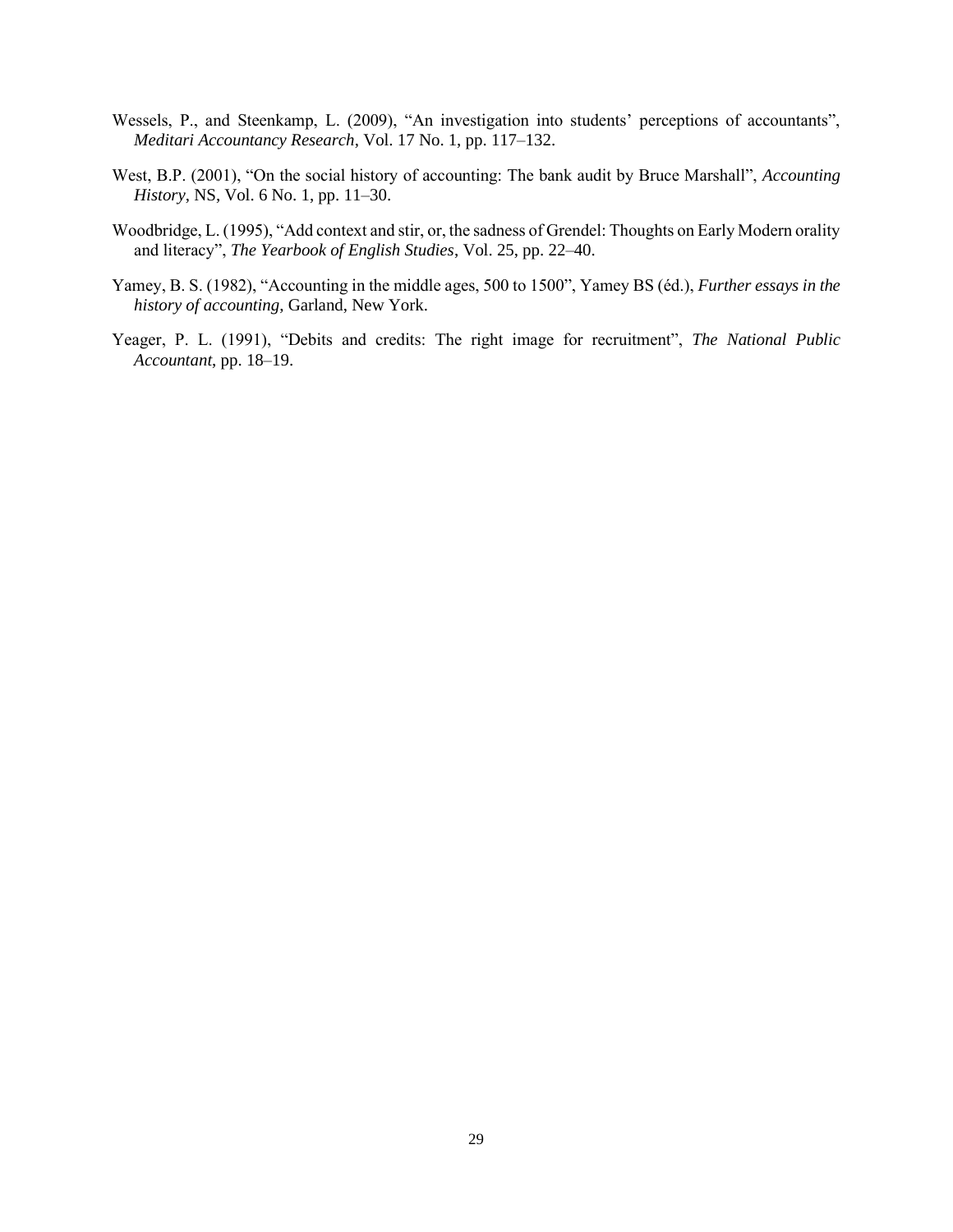Wessels, P., and Steenkamp, L. (2009), "An investigation into students' perceptions of accountants", *Meditari Accountancy Research*, Vol. 17 No. 1, pp. 117–132.

West, B.P. (2001), "On the social history of accounting: The bank audit by Bruce Marshall", *Accounting History*, NS, Vol. 6 No. 1, pp. 11–30.

Woodbridge, L. (1995), "Add context and stir, or, the sadness of Grendel: Thoughts on Early Modern orality and literacy", *The Yearbook of English Studies*, Vol. 25, pp. 22–40.

Yamey, B. S. (1982), "Accounting in the middle ages, 500 to 1500", Yamey BS (éd.), *Further essays in the history of accounting*, Garland, New York.

Yeager, P. L. (1991), "Debits and credits: The right image for recruitment", *The National Public Accountant*, pp. 18–19.